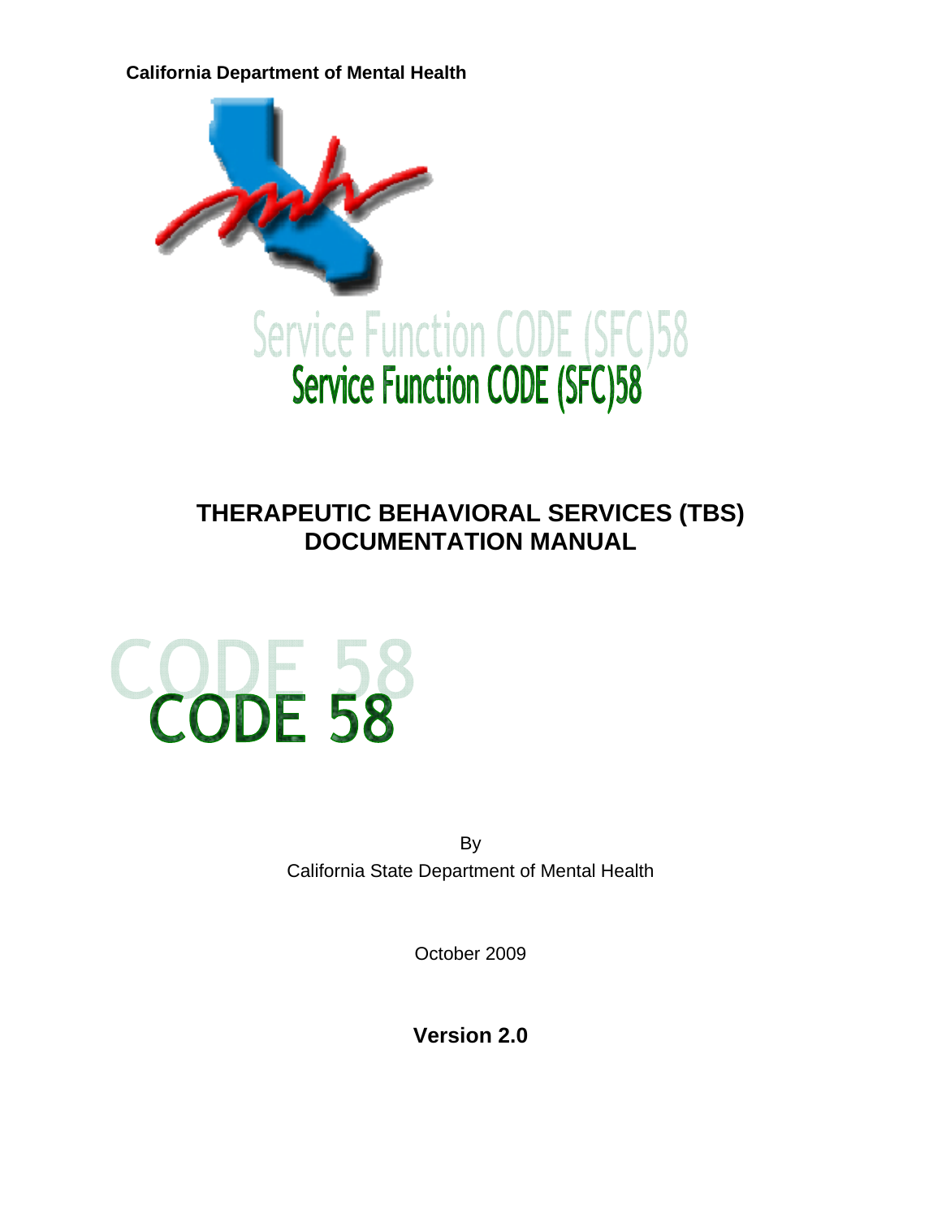**California Department of Mental Health**

# Service Function CODE (SFC)58

# THERAPEUTIC BEHAVIORAL SERVICES (TBS) DOCUMENTATION MANUAL

# CODE 58

By

California State Department of Mental Health

October 2009

**Version 2.0**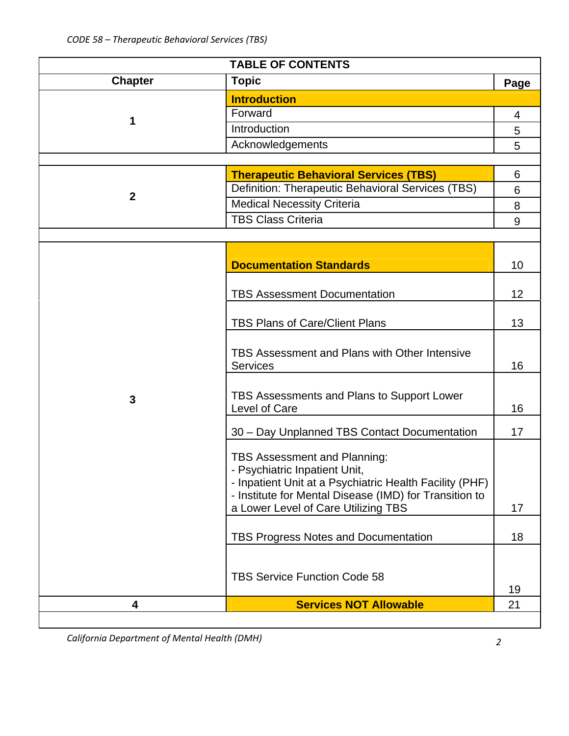| TABLE OF CONTENTS | | |
|---|---|---|
| **Chapter** | **Topic** | **Page** |
| **1** | **Introduction** | |
| | Forward | 4 |
| | Introduction | 5 |
| | Acknowledgements | 5 |
| **2** | **Therapeutic Behavioral Services (TBS)** | 6 |
| | Definition: Therapeutic Behavioral Services (TBS) | 6 |
| | Medical Necessity Criteria | 8 |
| | TBS Class Criteria | 9 |
| **3** | **Documentation Standards** | 10 |
| | TBS Assessment Documentation | 12 |
| | TBS Plans of Care/Client Plans | 13 |
| | TBS Assessment and Plans with Other Intensive Services | 16 |
| | TBS Assessments and Plans to Support Lower Level of Care | 16 |
| | 30 – Day Unplanned TBS Contact Documentation | 17 |
| | TBS Assessment and Planning:<br>- Psychiatric Inpatient Unit,<br>- Inpatient Unit at a Psychiatric Health Facility (PHF)<br>- Institute for Mental Disease (IMD) for Transition to a Lower Level of Care Utilizing TBS | 17 |
| | TBS Progress Notes and Documentation | 18 |
| | TBS Service Function Code 58 | 19 |
| **4** | **Services NOT Allowable** | 21 |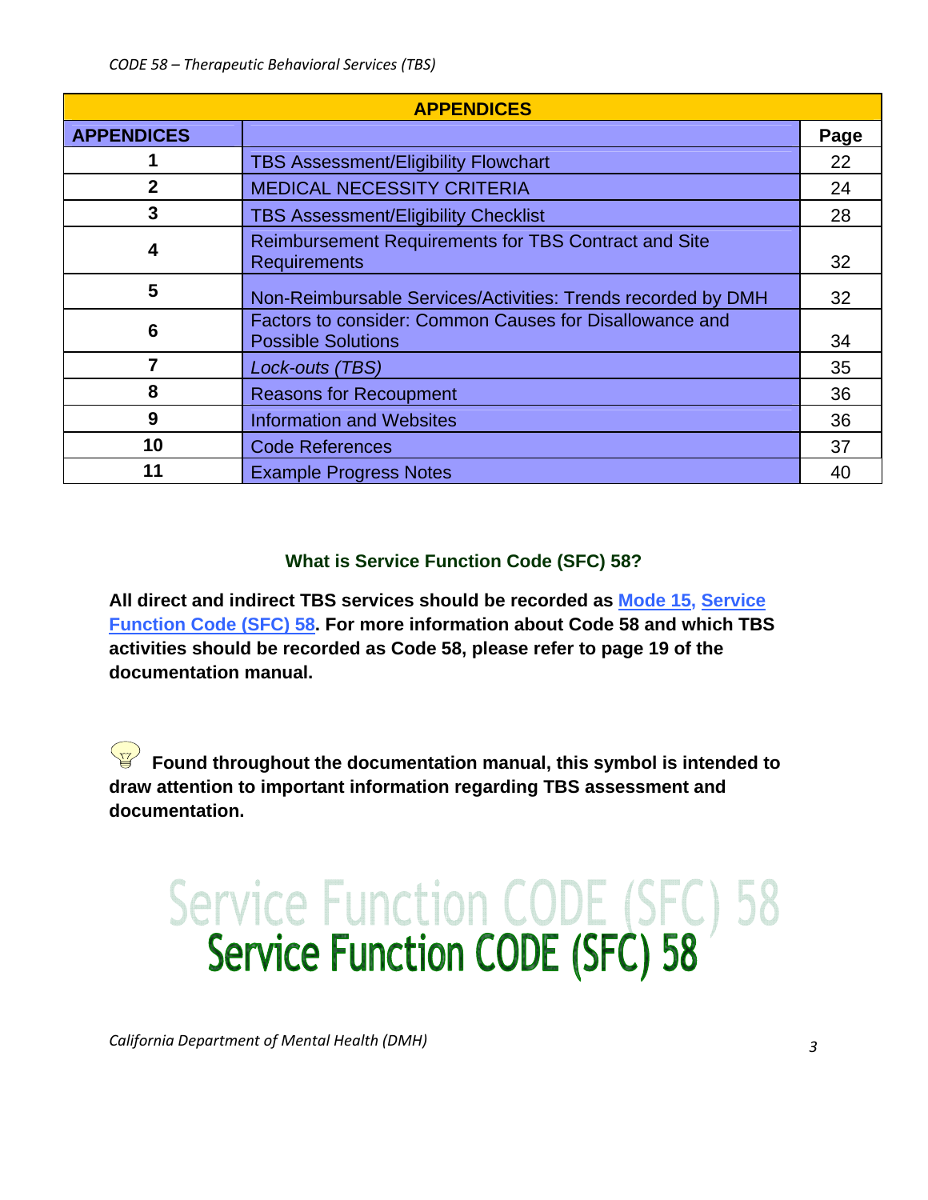| APPENDICES | | |
|---|---|---|
| **APPENDICES** | | **Page** |
| **1** | TBS Assessment/Eligibility Flowchart | 22 |
| **2** | MEDICAL NECESSITY CRITERIA | 24 |
| **3** | TBS Assessment/Eligibility Checklist | 28 |
| **4** | Reimbursement Requirements for TBS Contract and Site Requirements | 32 |
| **5** | Non-Reimbursable Services/Activities: Trends recorded by DMH | 32 |
| **6** | Factors to consider: Common Causes for Disallowance and Possible Solutions | 34 |
| **7** | *Lock-outs (TBS)* | 35 |
| **8** | Reasons for Recoupment | 36 |
| **9** | Information and Websites | 36 |
| **10** | Code References | 37 |
| **11** | Example Progress Notes | 40 |

## What is Service Function Code (SFC) 58?

**All direct and indirect TBS services should be recorded as Mode 15, Service Function Code (SFC) 58. For more information about Code 58 and which TBS activities should be recorded as Code 58, please refer to page 19 of the documentation manual.**

**Found throughout the documentation manual, this symbol is intended to draw attention to important information regarding TBS assessment and documentation.**

# Service Function CODE (SFC) 58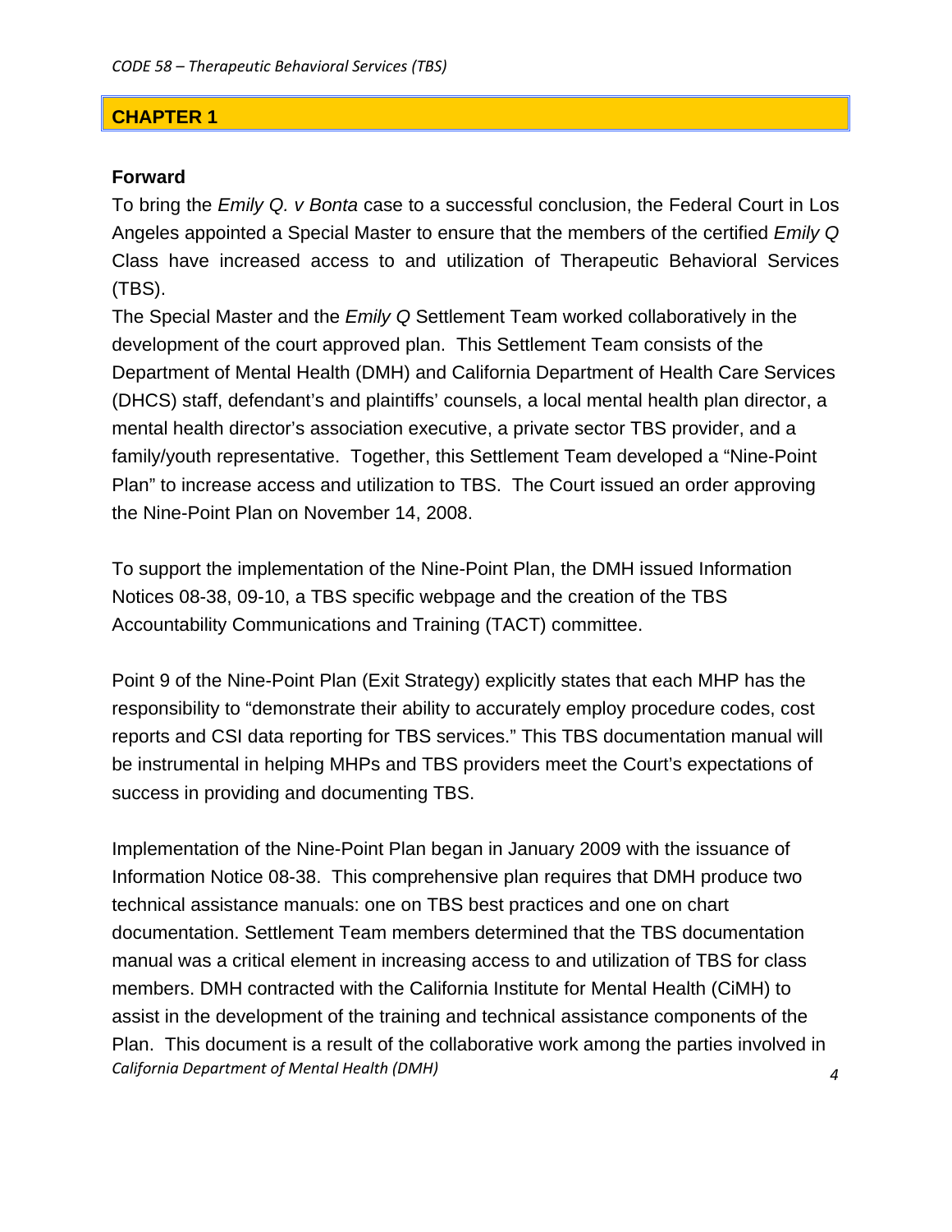## CHAPTER 1

### Forward

To bring the *Emily Q. v Bonta* case to a successful conclusion, the Federal Court in Los Angeles appointed a Special Master to ensure that the members of the certified *Emily Q* Class have increased access to and utilization of Therapeutic Behavioral Services (TBS).

The Special Master and the *Emily Q* Settlement Team worked collaboratively in the development of the court approved plan. This Settlement Team consists of the Department of Mental Health (DMH) and California Department of Health Care Services (DHCS) staff, defendant's and plaintiffs' counsels, a local mental health plan director, a mental health director's association executive, a private sector TBS provider, and a family/youth representative. Together, this Settlement Team developed a "Nine-Point Plan" to increase access and utilization to TBS. The Court issued an order approving the Nine-Point Plan on November 14, 2008.

To support the implementation of the Nine-Point Plan, the DMH issued Information Notices 08-38, 09-10, a TBS specific webpage and the creation of the TBS Accountability Communications and Training (TACT) committee.

Point 9 of the Nine-Point Plan (Exit Strategy) explicitly states that each MHP has the responsibility to "demonstrate their ability to accurately employ procedure codes, cost reports and CSI data reporting for TBS services." This TBS documentation manual will be instrumental in helping MHPs and TBS providers meet the Court's expectations of success in providing and documenting TBS.

Implementation of the Nine-Point Plan began in January 2009 with the issuance of Information Notice 08-38. This comprehensive plan requires that DMH produce two technical assistance manuals: one on TBS best practices and one on chart documentation. Settlement Team members determined that the TBS documentation manual was a critical element in increasing access to and utilization of TBS for class members. DMH contracted with the California Institute for Mental Health (CiMH) to assist in the development of the training and technical assistance components of the Plan. This document is a result of the collaborative work among the parties involved in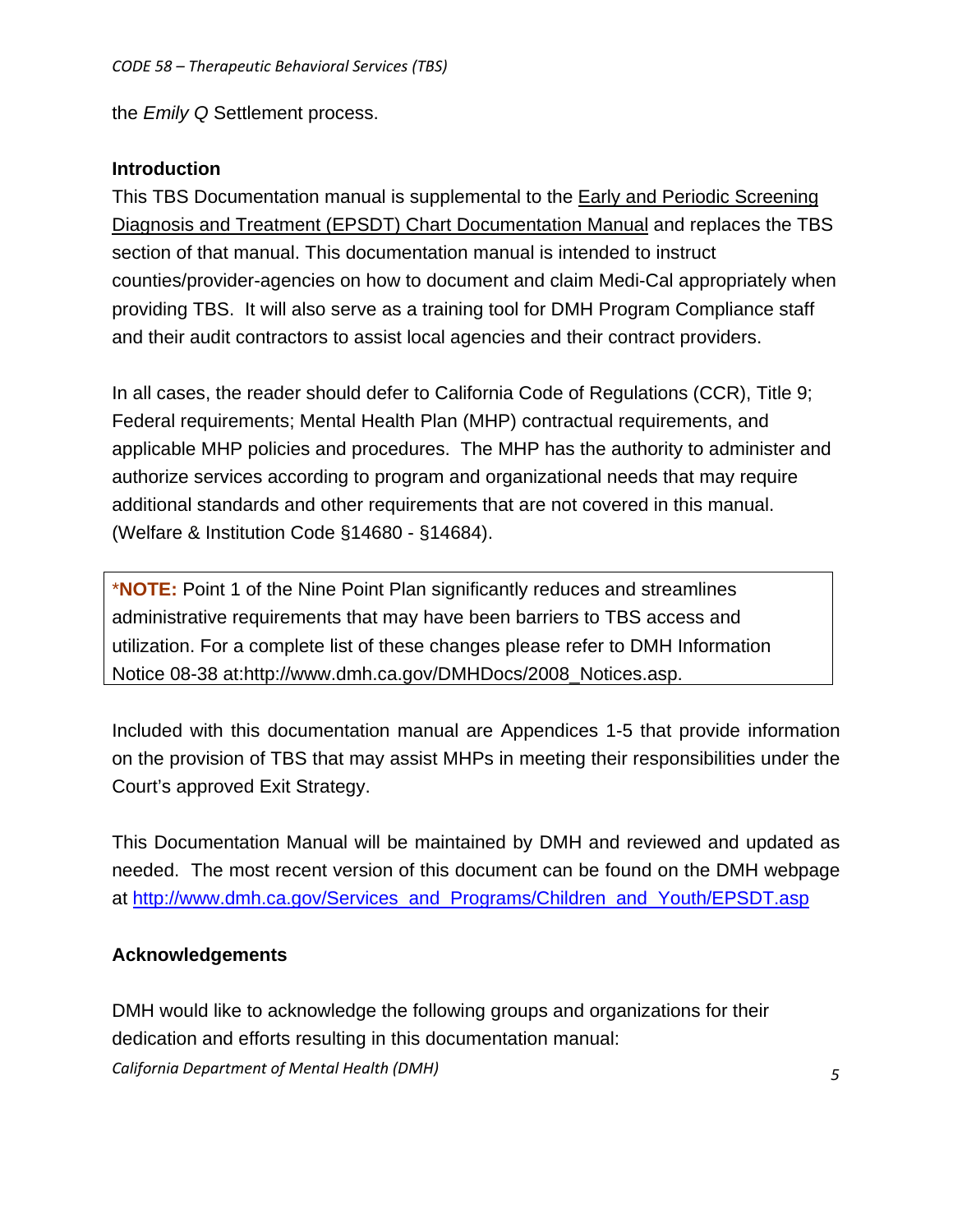the *Emily Q* Settlement process.

**Introduction**

This TBS Documentation manual is supplemental to the Early and Periodic Screening Diagnosis and Treatment (EPSDT) Chart Documentation Manual and replaces the TBS section of that manual. This documentation manual is intended to instruct counties/provider-agencies on how to document and claim Medi-Cal appropriately when providing TBS. It will also serve as a training tool for DMH Program Compliance staff and their audit contractors to assist local agencies and their contract providers.

In all cases, the reader should defer to California Code of Regulations (CCR), Title 9; Federal requirements; Mental Health Plan (MHP) contractual requirements, and applicable MHP policies and procedures. The MHP has the authority to administer and authorize services according to program and organizational needs that may require additional standards and other requirements that are not covered in this manual. (Welfare & Institution Code §14680 - §14684).

> ***NOTE:** Point 1 of the Nine Point Plan significantly reduces and streamlines administrative requirements that may have been barriers to TBS access and utilization. For a complete list of these changes please refer to DMH Information Notice 08-38 at:http://www.dmh.ca.gov/DMHDocs/2008_Notices.asp.

Included with this documentation manual are Appendices 1-5 that provide information on the provision of TBS that may assist MHPs in meeting their responsibilities under the Court's approved Exit Strategy.

This Documentation Manual will be maintained by DMH and reviewed and updated as needed. The most recent version of this document can be found on the DMH webpage at http://www.dmh.ca.gov/Services_and_Programs/Children_and_Youth/EPSDT.asp

**Acknowledgements**

DMH would like to acknowledge the following groups and organizations for their dedication and efforts resulting in this documentation manual: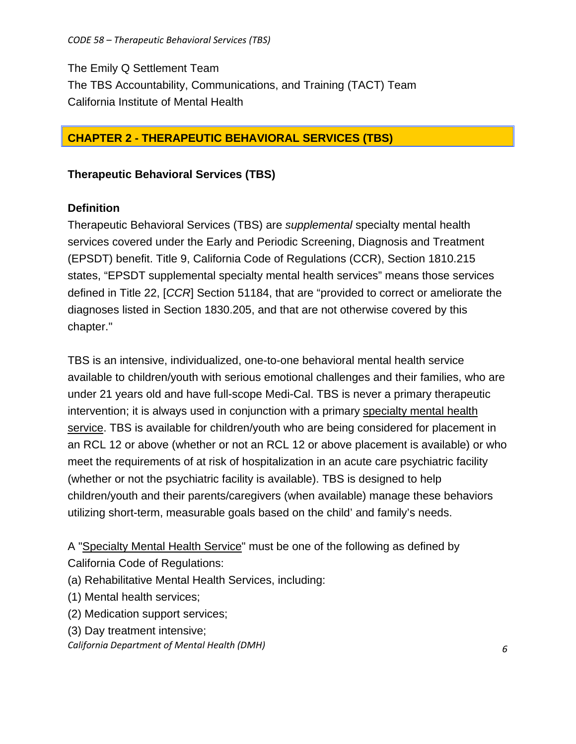The Emily Q Settlement Team
The TBS Accountability, Communications, and Training (TACT) Team
California Institute of Mental Health

## CHAPTER 2 - THERAPEUTIC BEHAVIORAL SERVICES (TBS)

### Therapeutic Behavioral Services (TBS)

#### Definition

Therapeutic Behavioral Services (TBS) are *supplemental* specialty mental health services covered under the Early and Periodic Screening, Diagnosis and Treatment (EPSDT) benefit. Title 9, California Code of Regulations (CCR), Section 1810.215 states, “EPSDT supplemental specialty mental health services” means those services defined in Title 22, [*CCR*] Section 51184, that are “provided to correct or ameliorate the diagnoses listed in Section 1830.205, and that are not otherwise covered by this chapter."

TBS is an intensive, individualized, one-to-one behavioral mental health service available to children/youth with serious emotional challenges and their families, who are under 21 years old and have full-scope Medi-Cal. TBS is never a primary therapeutic intervention; it is always used in conjunction with a primary specialty mental health service. TBS is available for children/youth who are being considered for placement in an RCL 12 or above (whether or not an RCL 12 or above placement is available) or who meet the requirements of at risk of hospitalization in an acute care psychiatric facility (whether or not the psychiatric facility is available). TBS is designed to help children/youth and their parents/caregivers (when available) manage these behaviors utilizing short-term, measurable goals based on the child' and family's needs.

A "Specialty Mental Health Service" must be one of the following as defined by California Code of Regulations:

(a) Rehabilitative Mental Health Services, including:

(1) Mental health services;

(2) Medication support services;

(3) Day treatment intensive;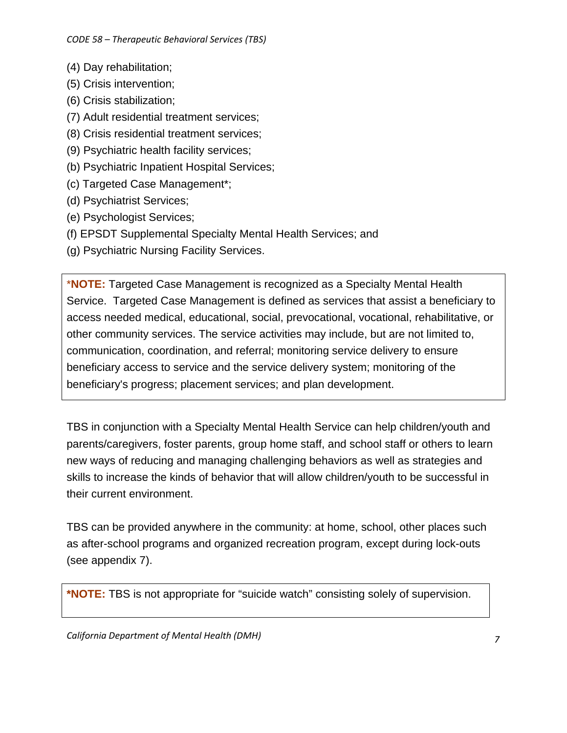(4) Day rehabilitation;

(5) Crisis intervention;

(6) Crisis stabilization;

(7) Adult residential treatment services;

(8) Crisis residential treatment services;

(9) Psychiatric health facility services;

(b) Psychiatric Inpatient Hospital Services;

(c) Targeted Case Management*;

(d) Psychiatrist Services;

(e) Psychologist Services;

(f) EPSDT Supplemental Specialty Mental Health Services; and

(g) Psychiatric Nursing Facility Services.

> ***NOTE:** Targeted Case Management is recognized as a Specialty Mental Health Service. Targeted Case Management is defined as services that assist a beneficiary to access needed medical, educational, social, prevocational, vocational, rehabilitative, or other community services. The service activities may include, but are not limited to, communication, coordination, and referral; monitoring service delivery to ensure beneficiary access to service and the service delivery system; monitoring of the beneficiary's progress; placement services; and plan development.

TBS in conjunction with a Specialty Mental Health Service can help children/youth and parents/caregivers, foster parents, group home staff, and school staff or others to learn new ways of reducing and managing challenging behaviors as well as strategies and skills to increase the kinds of behavior that will allow children/youth to be successful in their current environment.

TBS can be provided anywhere in the community: at home, school, other places such as after-school programs and organized recreation program, except during lock-outs (see appendix 7).

> ***NOTE:** TBS is not appropriate for "suicide watch" consisting solely of supervision.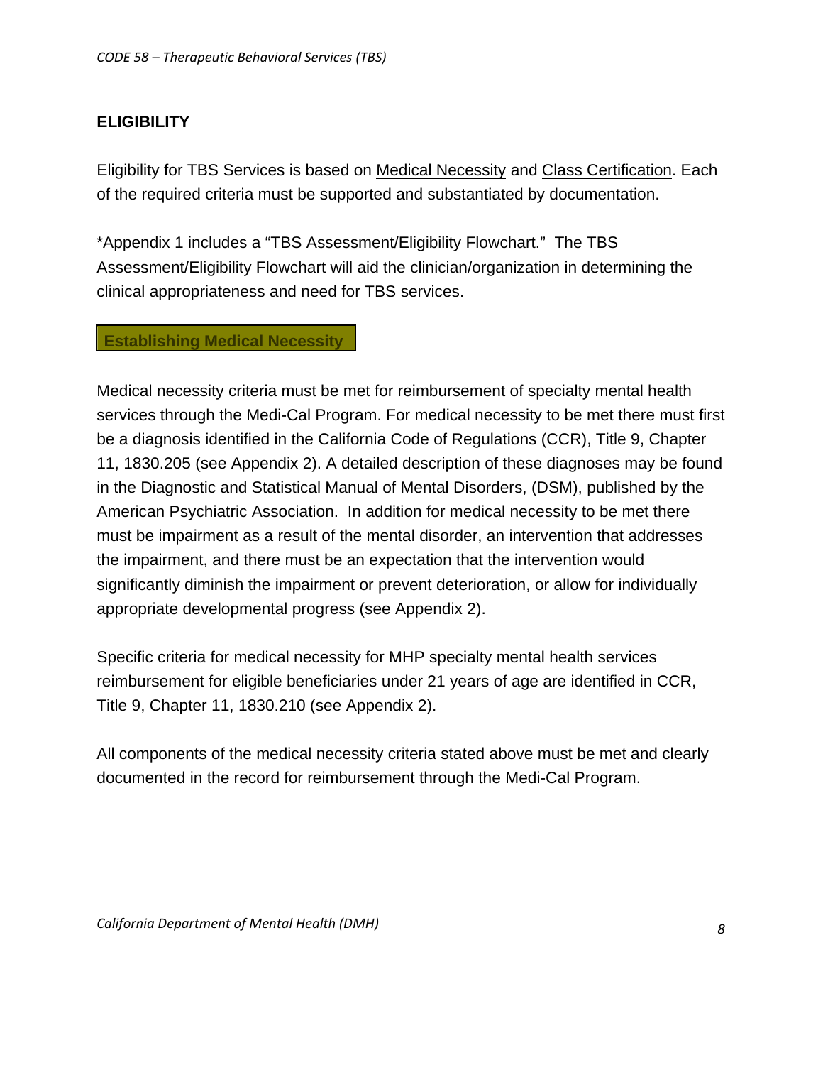## ELIGIBILITY

Eligibility for TBS Services is based on Medical Necessity and Class Certification. Each of the required criteria must be supported and substantiated by documentation.

*Appendix 1 includes a "TBS Assessment/Eligibility Flowchart." The TBS Assessment/Eligibility Flowchart will aid the clinician/organization in determining the clinical appropriateness and need for TBS services.

### Establishing Medical Necessity

Medical necessity criteria must be met for reimbursement of specialty mental health services through the Medi-Cal Program. For medical necessity to be met there must first be a diagnosis identified in the California Code of Regulations (CCR), Title 9, Chapter 11, 1830.205 (see Appendix 2). A detailed description of these diagnoses may be found in the Diagnostic and Statistical Manual of Mental Disorders, (DSM), published by the American Psychiatric Association. In addition for medical necessity to be met there must be impairment as a result of the mental disorder, an intervention that addresses the impairment, and there must be an expectation that the intervention would significantly diminish the impairment or prevent deterioration, or allow for individually appropriate developmental progress (see Appendix 2).

Specific criteria for medical necessity for MHP specialty mental health services reimbursement for eligible beneficiaries under 21 years of age are identified in CCR, Title 9, Chapter 11, 1830.210 (see Appendix 2).

All components of the medical necessity criteria stated above must be met and clearly documented in the record for reimbursement through the Medi-Cal Program.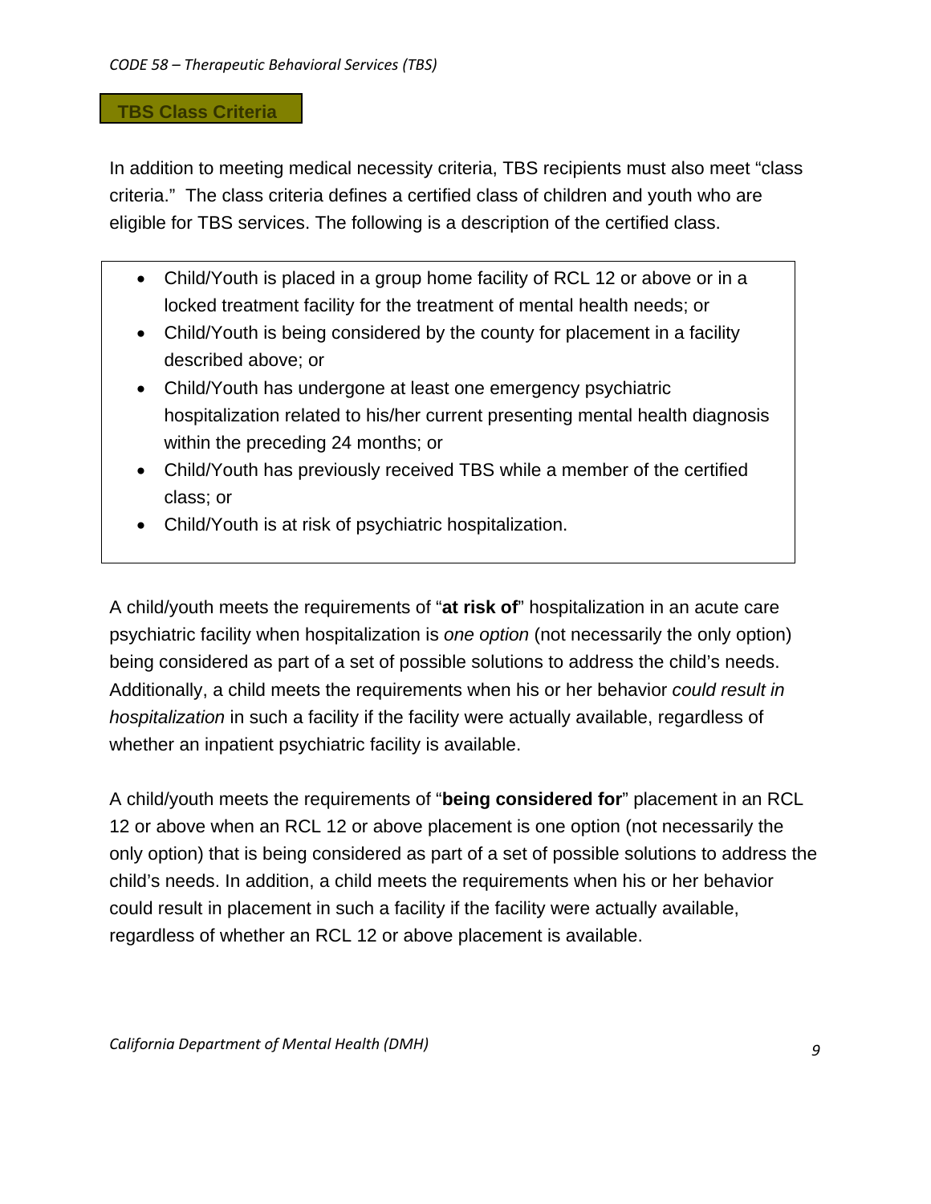## TBS Class Criteria

In addition to meeting medical necessity criteria, TBS recipients must also meet "class criteria." The class criteria defines a certified class of children and youth who are eligible for TBS services. The following is a description of the certified class.

- Child/Youth is placed in a group home facility of RCL 12 or above or in a locked treatment facility for the treatment of mental health needs; or
- Child/Youth is being considered by the county for placement in a facility described above; or
- Child/Youth has undergone at least one emergency psychiatric hospitalization related to his/her current presenting mental health diagnosis within the preceding 24 months; or
- Child/Youth has previously received TBS while a member of the certified class; or
- Child/Youth is at risk of psychiatric hospitalization.

A child/youth meets the requirements of "**at risk of**" hospitalization in an acute care psychiatric facility when hospitalization is *one option* (not necessarily the only option) being considered as part of a set of possible solutions to address the child's needs. Additionally, a child meets the requirements when his or her behavior *could result in hospitalization* in such a facility if the facility were actually available, regardless of whether an inpatient psychiatric facility is available.

A child/youth meets the requirements of "**being considered for**" placement in an RCL 12 or above when an RCL 12 or above placement is one option (not necessarily the only option) that is being considered as part of a set of possible solutions to address the child's needs. In addition, a child meets the requirements when his or her behavior could result in placement in such a facility if the facility were actually available, regardless of whether an RCL 12 or above placement is available.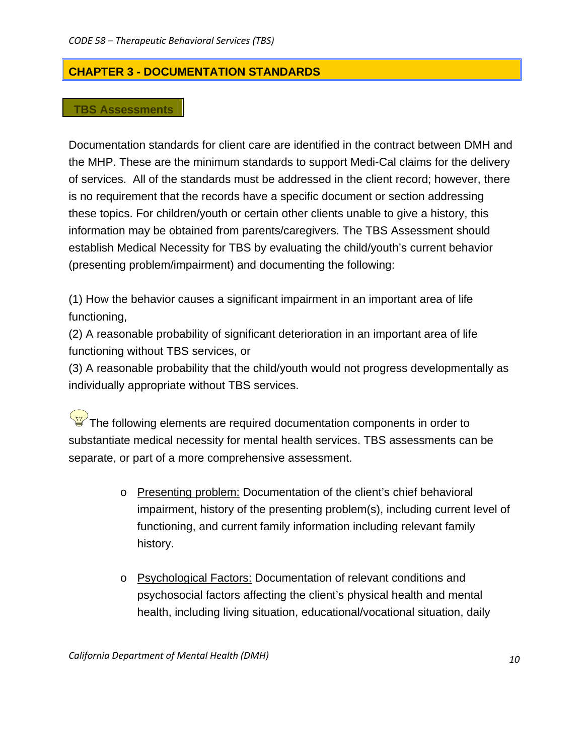## CHAPTER 3 - DOCUMENTATION STANDARDS

### TBS Assessments

Documentation standards for client care are identified in the contract between DMH and the MHP. These are the minimum standards to support Medi-Cal claims for the delivery of services. All of the standards must be addressed in the client record; however, there is no requirement that the records have a specific document or section addressing these topics. For children/youth or certain other clients unable to give a history, this information may be obtained from parents/caregivers. The TBS Assessment should establish Medical Necessity for TBS by evaluating the child/youth's current behavior (presenting problem/impairment) and documenting the following:

(1) How the behavior causes a significant impairment in an important area of life functioning,
(2) A reasonable probability of significant deterioration in an important area of life functioning without TBS services, or
(3) A reasonable probability that the child/youth would not progress developmentally as individually appropriate without TBS services.

The following elements are required documentation components in order to substantiate medical necessity for mental health services. TBS assessments can be separate, or part of a more comprehensive assessment.

- Presenting problem: Documentation of the client's chief behavioral impairment, history of the presenting problem(s), including current level of functioning, and current family information including relevant family history.

- Psychological Factors: Documentation of relevant conditions and psychosocial factors affecting the client's physical health and mental health, including living situation, educational/vocational situation, daily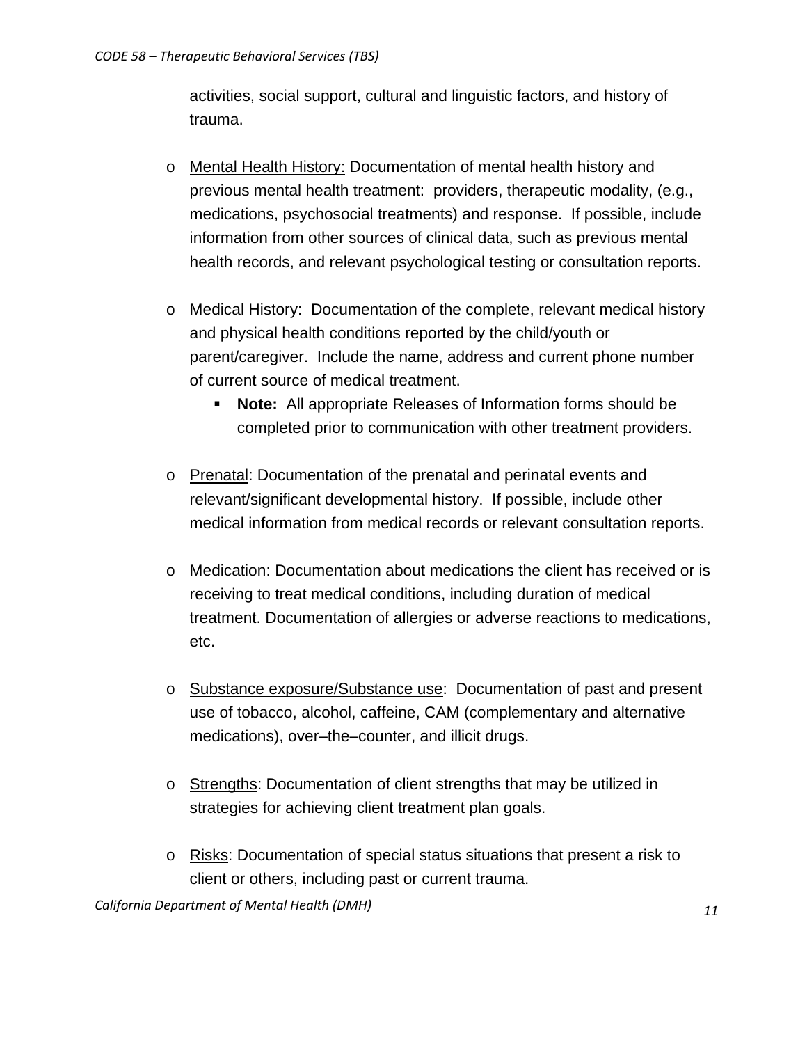activities, social support, cultural and linguistic factors, and history of trauma.

- Mental Health History: Documentation of mental health history and previous mental health treatment: providers, therapeutic modality, (e.g., medications, psychosocial treatments) and response. If possible, include information from other sources of clinical data, such as previous mental health records, and relevant psychological testing or consultation reports.

- Medical History: Documentation of the complete, relevant medical history and physical health conditions reported by the child/youth or parent/caregiver. Include the name, address and current phone number of current source of medical treatment.
  - **Note:** All appropriate Releases of Information forms should be completed prior to communication with other treatment providers.

- Prenatal: Documentation of the prenatal and perinatal events and relevant/significant developmental history. If possible, include other medical information from medical records or relevant consultation reports.

- Medication: Documentation about medications the client has received or is receiving to treat medical conditions, including duration of medical treatment. Documentation of allergies or adverse reactions to medications, etc.

- Substance exposure/Substance use: Documentation of past and present use of tobacco, alcohol, caffeine, CAM (complementary and alternative medications), over–the–counter, and illicit drugs.

- Strengths: Documentation of client strengths that may be utilized in strategies for achieving client treatment plan goals.

- Risks: Documentation of special status situations that present a risk to client or others, including past or current trauma.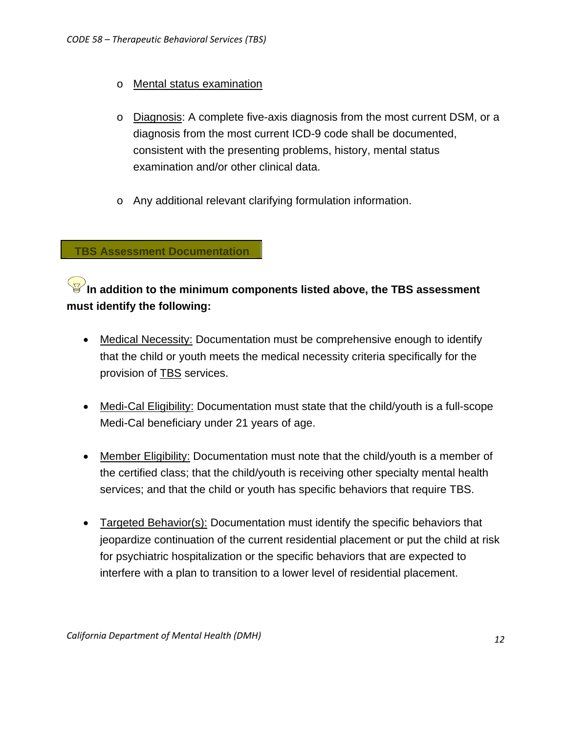- Mental status examination

- Diagnosis: A complete five-axis diagnosis from the most current DSM, or a diagnosis from the most current ICD-9 code shall be documented, consistent with the presenting problems, history, mental status examination and/or other clinical data.

- Any additional relevant clarifying formulation information.

## TBS Assessment Documentation

**In addition to the minimum components listed above, the TBS assessment must identify the following:**

- Medical Necessity: Documentation must be comprehensive enough to identify that the child or youth meets the medical necessity criteria specifically for the provision of TBS services.

- Medi-Cal Eligibility: Documentation must state that the child/youth is a full-scope Medi-Cal beneficiary under 21 years of age.

- Member Eligibility: Documentation must note that the child/youth is a member of the certified class; that the child/youth is receiving other specialty mental health services; and that the child or youth has specific behaviors that require TBS.

- Targeted Behavior(s): Documentation must identify the specific behaviors that jeopardize continuation of the current residential placement or put the child at risk for psychiatric hospitalization or the specific behaviors that are expected to interfere with a plan to transition to a lower level of residential placement.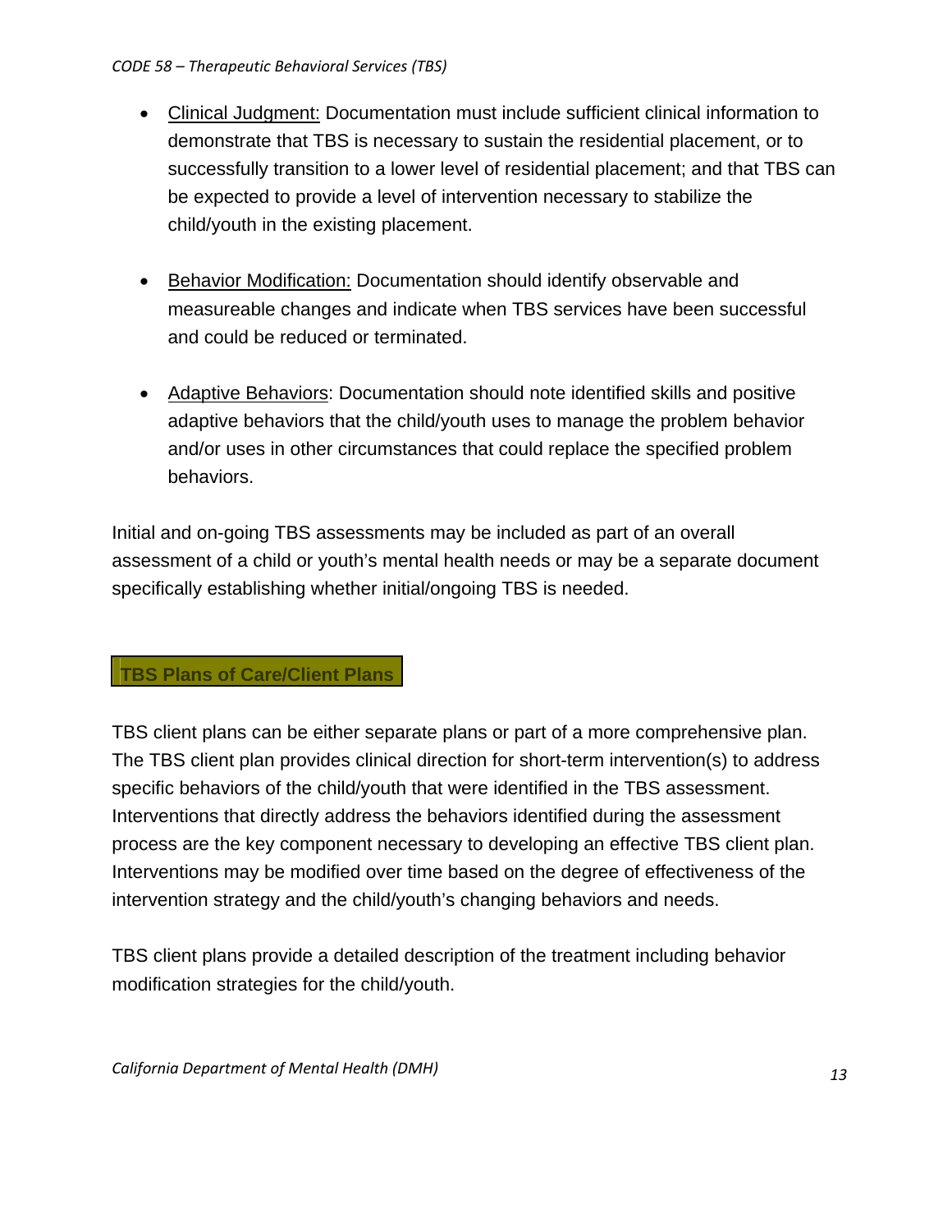- Clinical Judgment: Documentation must include sufficient clinical information to demonstrate that TBS is necessary to sustain the residential placement, or to successfully transition to a lower level of residential placement; and that TBS can be expected to provide a level of intervention necessary to stabilize the child/youth in the existing placement.

- Behavior Modification: Documentation should identify observable and measureable changes and indicate when TBS services have been successful and could be reduced or terminated.

- Adaptive Behaviors: Documentation should note identified skills and positive adaptive behaviors that the child/youth uses to manage the problem behavior and/or uses in other circumstances that could replace the specified problem behaviors.

Initial and on-going TBS assessments may be included as part of an overall assessment of a child or youth's mental health needs or may be a separate document specifically establishing whether initial/ongoing TBS is needed.

## TBS Plans of Care/Client Plans

TBS client plans can be either separate plans or part of a more comprehensive plan. The TBS client plan provides clinical direction for short-term intervention(s) to address specific behaviors of the child/youth that were identified in the TBS assessment. Interventions that directly address the behaviors identified during the assessment process are the key component necessary to developing an effective TBS client plan. Interventions may be modified over time based on the degree of effectiveness of the intervention strategy and the child/youth's changing behaviors and needs.

TBS client plans provide a detailed description of the treatment including behavior modification strategies for the child/youth.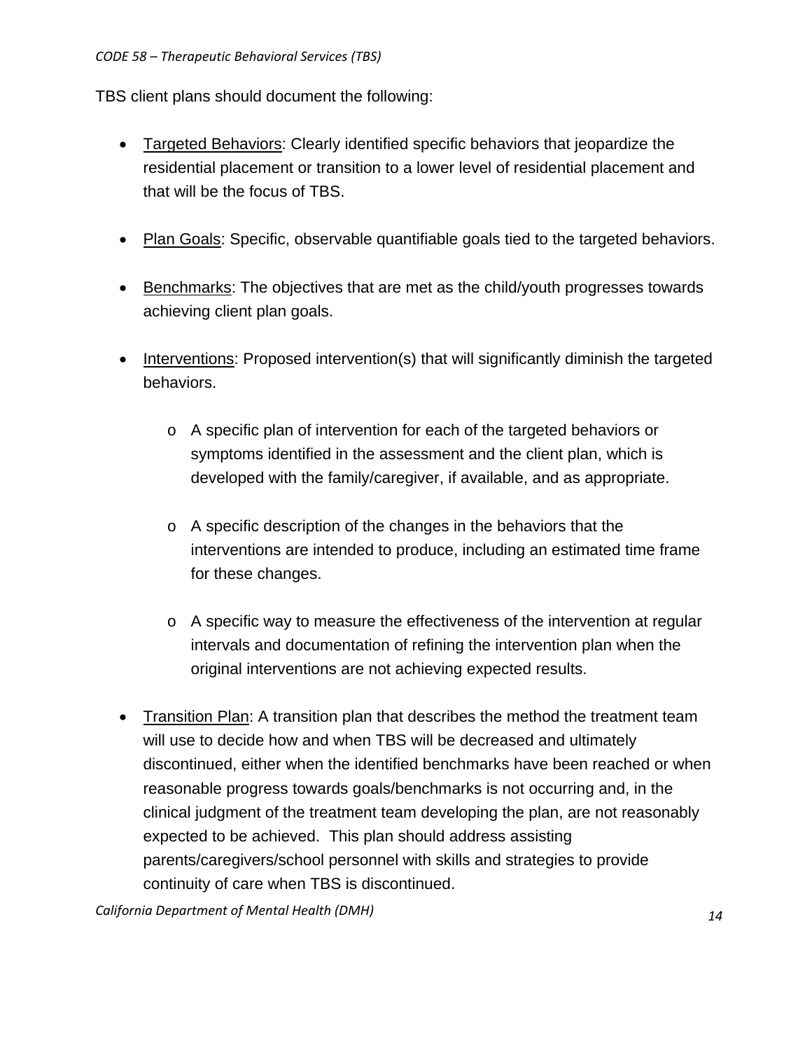TBS client plans should document the following:

- Targeted Behaviors: Clearly identified specific behaviors that jeopardize the residential placement or transition to a lower level of residential placement and that will be the focus of TBS.

- Plan Goals: Specific, observable quantifiable goals tied to the targeted behaviors.

- Benchmarks: The objectives that are met as the child/youth progresses towards achieving client plan goals.

- Interventions: Proposed intervention(s) that will significantly diminish the targeted behaviors.

    - A specific plan of intervention for each of the targeted behaviors or symptoms identified in the assessment and the client plan, which is developed with the family/caregiver, if available, and as appropriate.

    - A specific description of the changes in the behaviors that the interventions are intended to produce, including an estimated time frame for these changes.

    - A specific way to measure the effectiveness of the intervention at regular intervals and documentation of refining the intervention plan when the original interventions are not achieving expected results.

- Transition Plan: A transition plan that describes the method the treatment team will use to decide how and when TBS will be decreased and ultimately discontinued, either when the identified benchmarks have been reached or when reasonable progress towards goals/benchmarks is not occurring and, in the clinical judgment of the treatment team developing the plan, are not reasonably expected to be achieved. This plan should address assisting parents/caregivers/school personnel with skills and strategies to provide continuity of care when TBS is discontinued.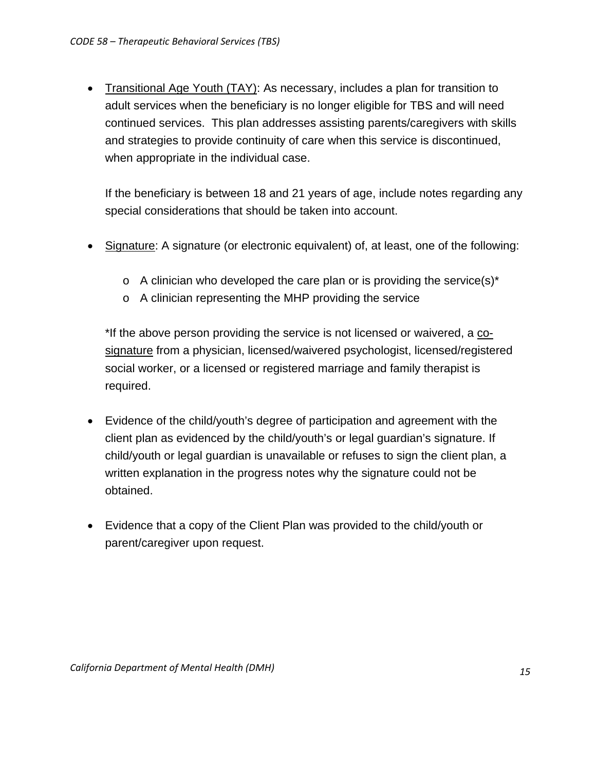- <u>Transitional Age Youth (TAY)</u>: As necessary, includes a plan for transition to adult services when the beneficiary is no longer eligible for TBS and will need continued services. This plan addresses assisting parents/caregivers with skills and strategies to provide continuity of care when this service is discontinued, when appropriate in the individual case.

  If the beneficiary is between 18 and 21 years of age, include notes regarding any special considerations that should be taken into account.

- <u>Signature</u>: A signature (or electronic equivalent) of, at least, one of the following:

  - A clinician who developed the care plan or is providing the service(s)*
  - A clinician representing the MHP providing the service

  *If the above person providing the service is not licensed or waivered, a <u>co-signature</u> from a physician, licensed/waivered psychologist, licensed/registered social worker, or a licensed or registered marriage and family therapist is required.

- Evidence of the child/youth's degree of participation and agreement with the client plan as evidenced by the child/youth's or legal guardian's signature. If child/youth or legal guardian is unavailable or refuses to sign the client plan, a written explanation in the progress notes why the signature could not be obtained.

- Evidence that a copy of the Client Plan was provided to the child/youth or parent/caregiver upon request.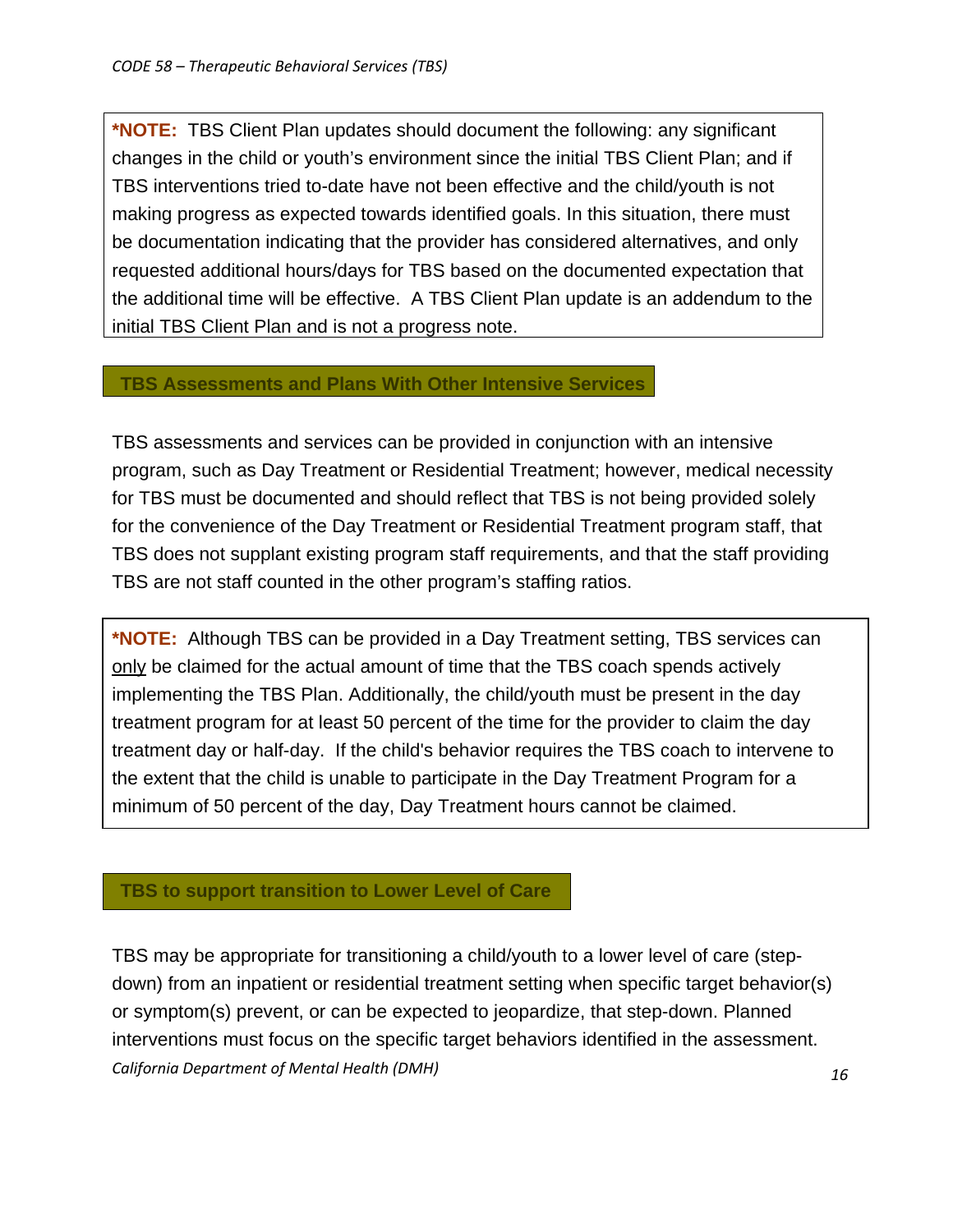**\*NOTE:** TBS Client Plan updates should document the following: any significant changes in the child or youth's environment since the initial TBS Client Plan; and if TBS interventions tried to-date have not been effective and the child/youth is not making progress as expected towards identified goals. In this situation, there must be documentation indicating that the provider has considered alternatives, and only requested additional hours/days for TBS based on the documented expectation that the additional time will be effective. A TBS Client Plan update is an addendum to the initial TBS Client Plan and is not a progress note.

## TBS Assessments and Plans With Other Intensive Services

TBS assessments and services can be provided in conjunction with an intensive program, such as Day Treatment or Residential Treatment; however, medical necessity for TBS must be documented and should reflect that TBS is not being provided solely for the convenience of the Day Treatment or Residential Treatment program staff, that TBS does not supplant existing program staff requirements, and that the staff providing TBS are not staff counted in the other program's staffing ratios.

**\*NOTE:** Although TBS can be provided in a Day Treatment setting, TBS services can <u>only</u> be claimed for the actual amount of time that the TBS coach spends actively implementing the TBS Plan. Additionally, the child/youth must be present in the day treatment program for at least 50 percent of the time for the provider to claim the day treatment day or half-day. If the child's behavior requires the TBS coach to intervene to the extent that the child is unable to participate in the Day Treatment Program for a minimum of 50 percent of the day, Day Treatment hours cannot be claimed.

## TBS to support transition to Lower Level of Care

TBS may be appropriate for transitioning a child/youth to a lower level of care (step-down) from an inpatient or residential treatment setting when specific target behavior(s) or symptom(s) prevent, or can be expected to jeopardize, that step-down. Planned interventions must focus on the specific target behaviors identified in the assessment.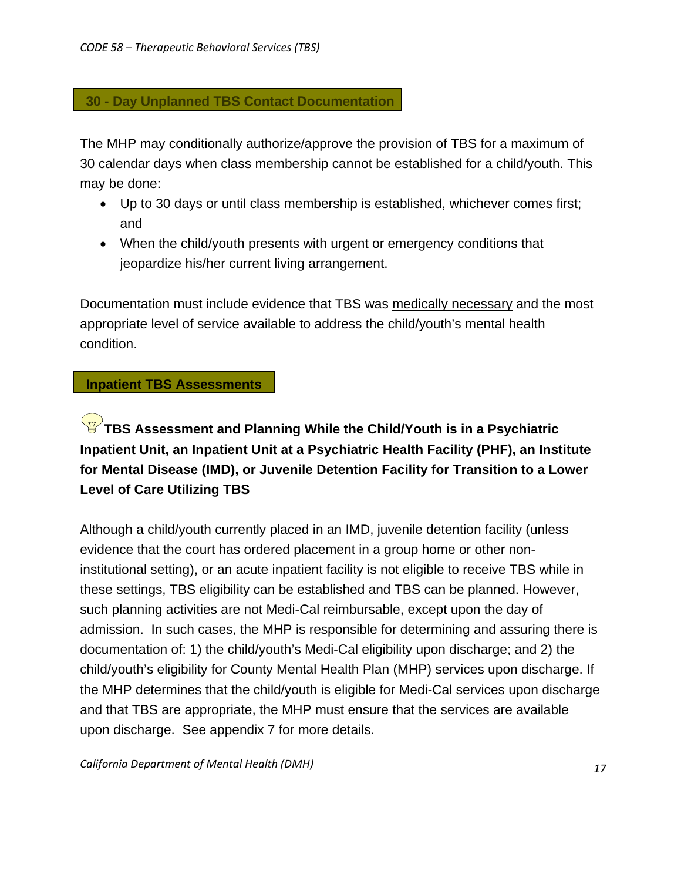## 30 - Day Unplanned TBS Contact Documentation

The MHP may conditionally authorize/approve the provision of TBS for a maximum of 30 calendar days when class membership cannot be established for a child/youth. This may be done:

- Up to 30 days or until class membership is established, whichever comes first; and
- When the child/youth presents with urgent or emergency conditions that jeopardize his/her current living arrangement.

Documentation must include evidence that TBS was medically necessary and the most appropriate level of service available to address the child/youth's mental health condition.

## Inpatient TBS Assessments

### TBS Assessment and Planning While the Child/Youth is in a Psychiatric Inpatient Unit, an Inpatient Unit at a Psychiatric Health Facility (PHF), an Institute for Mental Disease (IMD), or Juvenile Detention Facility for Transition to a Lower Level of Care Utilizing TBS

Although a child/youth currently placed in an IMD, juvenile detention facility (unless evidence that the court has ordered placement in a group home or other non-institutional setting), or an acute inpatient facility is not eligible to receive TBS while in these settings, TBS eligibility can be established and TBS can be planned. However, such planning activities are not Medi-Cal reimbursable, except upon the day of admission. In such cases, the MHP is responsible for determining and assuring there is documentation of: 1) the child/youth's Medi-Cal eligibility upon discharge; and 2) the child/youth's eligibility for County Mental Health Plan (MHP) services upon discharge. If the MHP determines that the child/youth is eligible for Medi-Cal services upon discharge and that TBS are appropriate, the MHP must ensure that the services are available upon discharge. See appendix 7 for more details.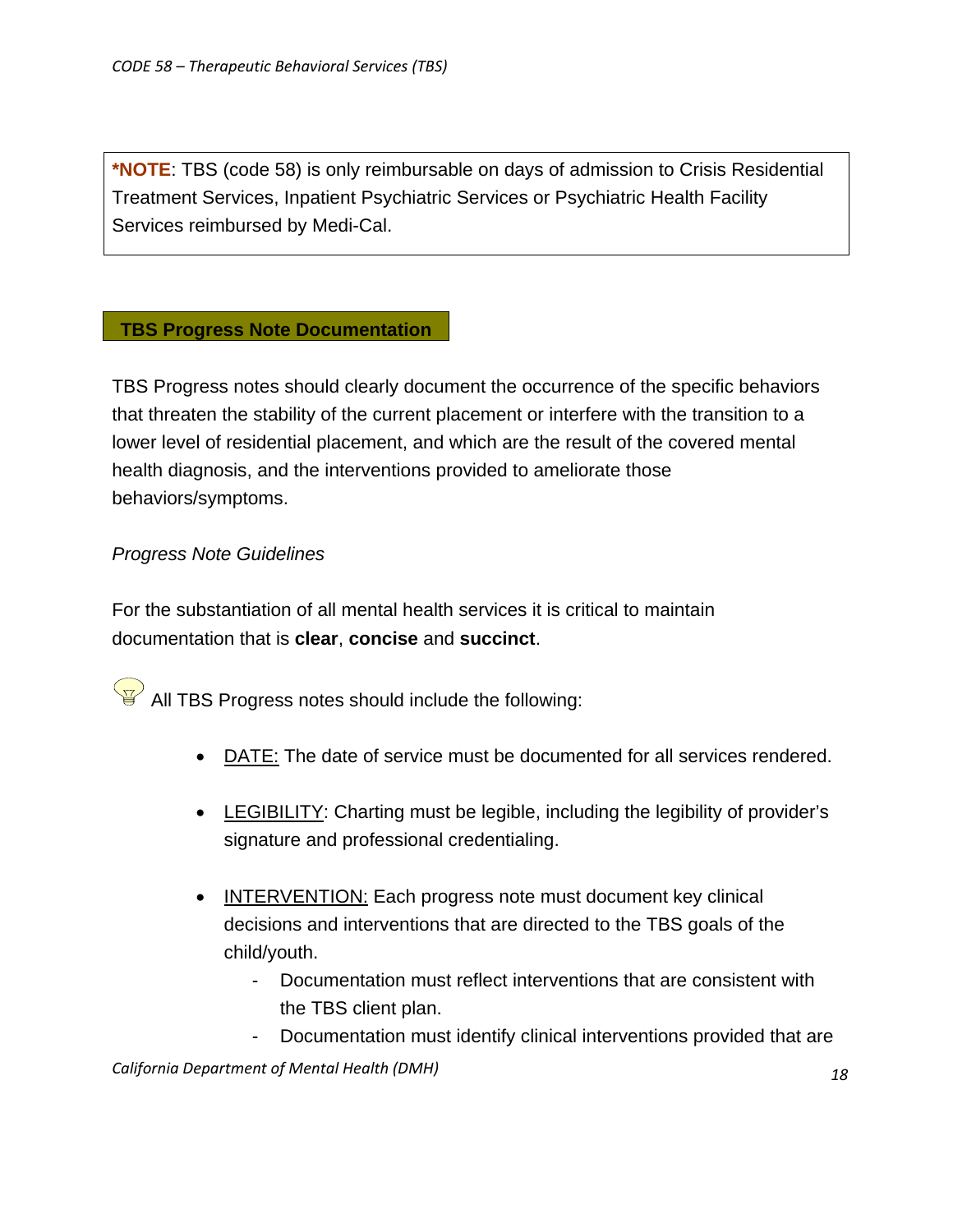> ***NOTE**: TBS (code 58) is only reimbursable on days of admission to Crisis Residential Treatment Services, Inpatient Psychiatric Services or Psychiatric Health Facility Services reimbursed by Medi-Cal.

## TBS Progress Note Documentation

TBS Progress notes should clearly document the occurrence of the specific behaviors that threaten the stability of the current placement or interfere with the transition to a lower level of residential placement, and which are the result of the covered mental health diagnosis, and the interventions provided to ameliorate those behaviors/symptoms.

*Progress Note Guidelines*

For the substantiation of all mental health services it is critical to maintain documentation that is **clear**, **concise** and **succinct**.

All TBS Progress notes should include the following:

- <u>DATE:</u> The date of service must be documented for all services rendered.
- <u>LEGIBILITY</u>: Charting must be legible, including the legibility of provider's signature and professional credentialing.
- <u>INTERVENTION:</u> Each progress note must document key clinical decisions and interventions that are directed to the TBS goals of the child/youth.
  - Documentation must reflect interventions that are consistent with the TBS client plan.
  - Documentation must identify clinical interventions provided that are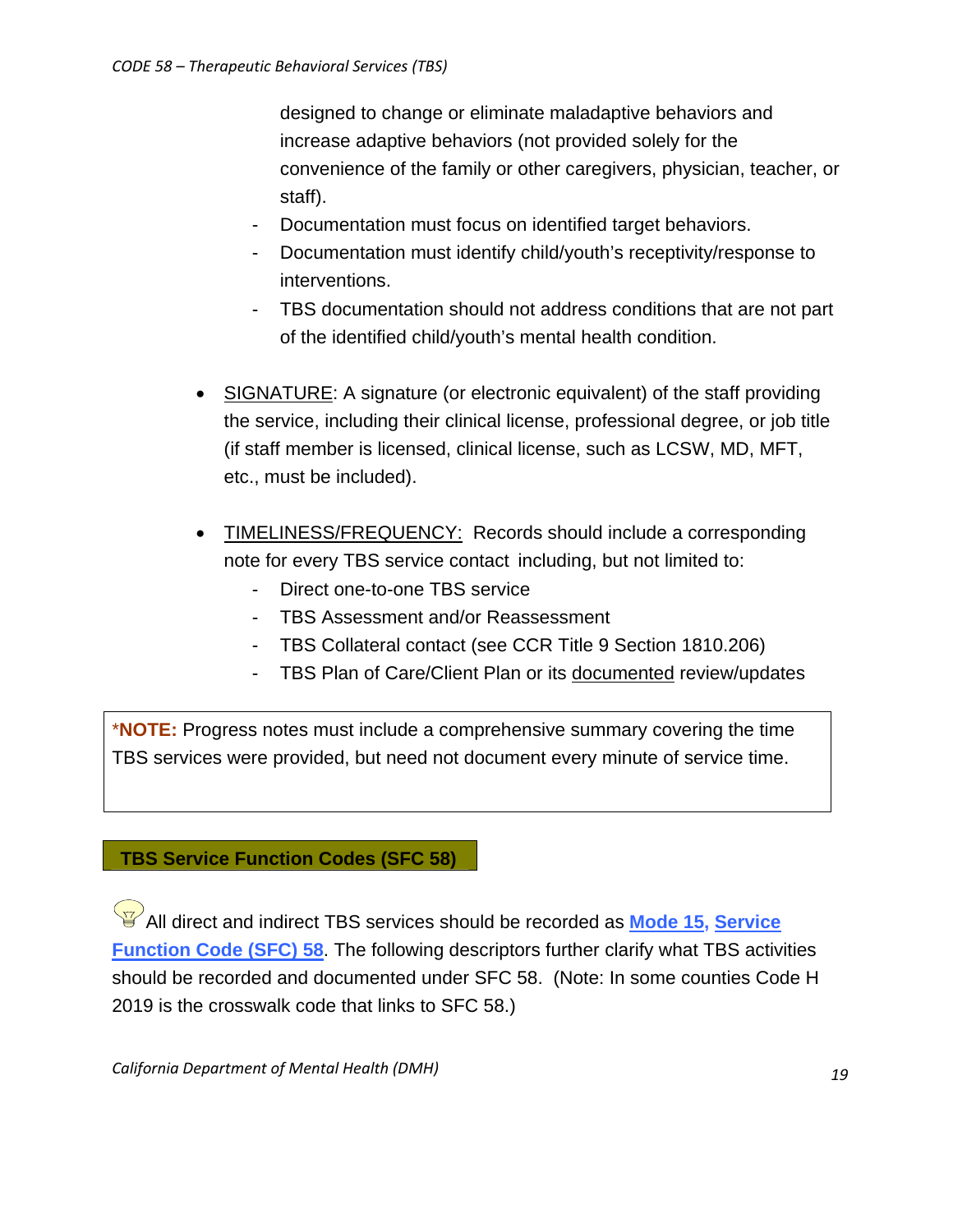designed to change or eliminate maladaptive behaviors and increase adaptive behaviors (not provided solely for the convenience of the family or other caregivers, physician, teacher, or staff).

- Documentation must focus on identified target behaviors.
- Documentation must identify child/youth's receptivity/response to interventions.
- TBS documentation should not address conditions that are not part of the identified child/youth's mental health condition.

- SIGNATURE: A signature (or electronic equivalent) of the staff providing the service, including their clinical license, professional degree, or job title (if staff member is licensed, clinical license, such as LCSW, MD, MFT, etc., must be included).

- TIMELINESS/FREQUENCY: Records should include a corresponding note for every TBS service contact including, but not limited to:
  - Direct one-to-one TBS service
  - TBS Assessment and/or Reassessment
  - TBS Collateral contact (see CCR Title 9 Section 1810.206)
  - TBS Plan of Care/Client Plan or its documented review/updates

*__NOTE:__ Progress notes must include a comprehensive summary covering the time TBS services were provided, but need not document every minute of service time.

## TBS Service Function Codes (SFC 58)

All direct and indirect TBS services should be recorded as **Mode 15, Service Function Code (SFC) 58**. The following descriptors further clarify what TBS activities should be recorded and documented under SFC 58. (Note: In some counties Code H 2019 is the crosswalk code that links to SFC 58.)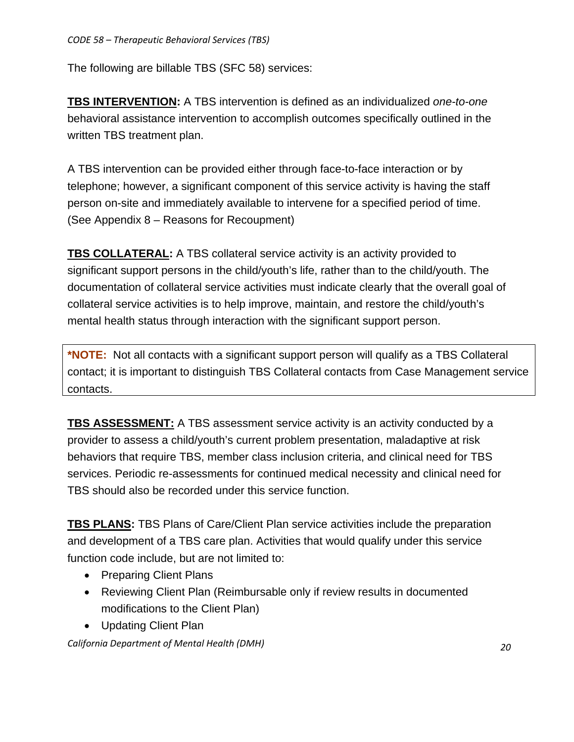The following are billable TBS (SFC 58) services:

**TBS INTERVENTION:** A TBS intervention is defined as an individualized *one-to-one* behavioral assistance intervention to accomplish outcomes specifically outlined in the written TBS treatment plan.

A TBS intervention can be provided either through face-to-face interaction or by telephone; however, a significant component of this service activity is having the staff person on-site and immediately available to intervene for a specified period of time. (See Appendix 8 – Reasons for Recoupment)

**TBS COLLATERAL:** A TBS collateral service activity is an activity provided to significant support persons in the child/youth's life, rather than to the child/youth. The documentation of collateral service activities must indicate clearly that the overall goal of collateral service activities is to help improve, maintain, and restore the child/youth's mental health status through interaction with the significant support person.

> ***NOTE:** Not all contacts with a significant support person will qualify as a TBS Collateral contact; it is important to distinguish TBS Collateral contacts from Case Management service contacts.

**TBS ASSESSMENT:** A TBS assessment service activity is an activity conducted by a provider to assess a child/youth's current problem presentation, maladaptive at risk behaviors that require TBS, member class inclusion criteria, and clinical need for TBS services. Periodic re-assessments for continued medical necessity and clinical need for TBS should also be recorded under this service function.

**TBS PLANS:** TBS Plans of Care/Client Plan service activities include the preparation and development of a TBS care plan. Activities that would qualify under this service function code include, but are not limited to:

- Preparing Client Plans
- Reviewing Client Plan (Reimbursable only if review results in documented modifications to the Client Plan)
- Updating Client Plan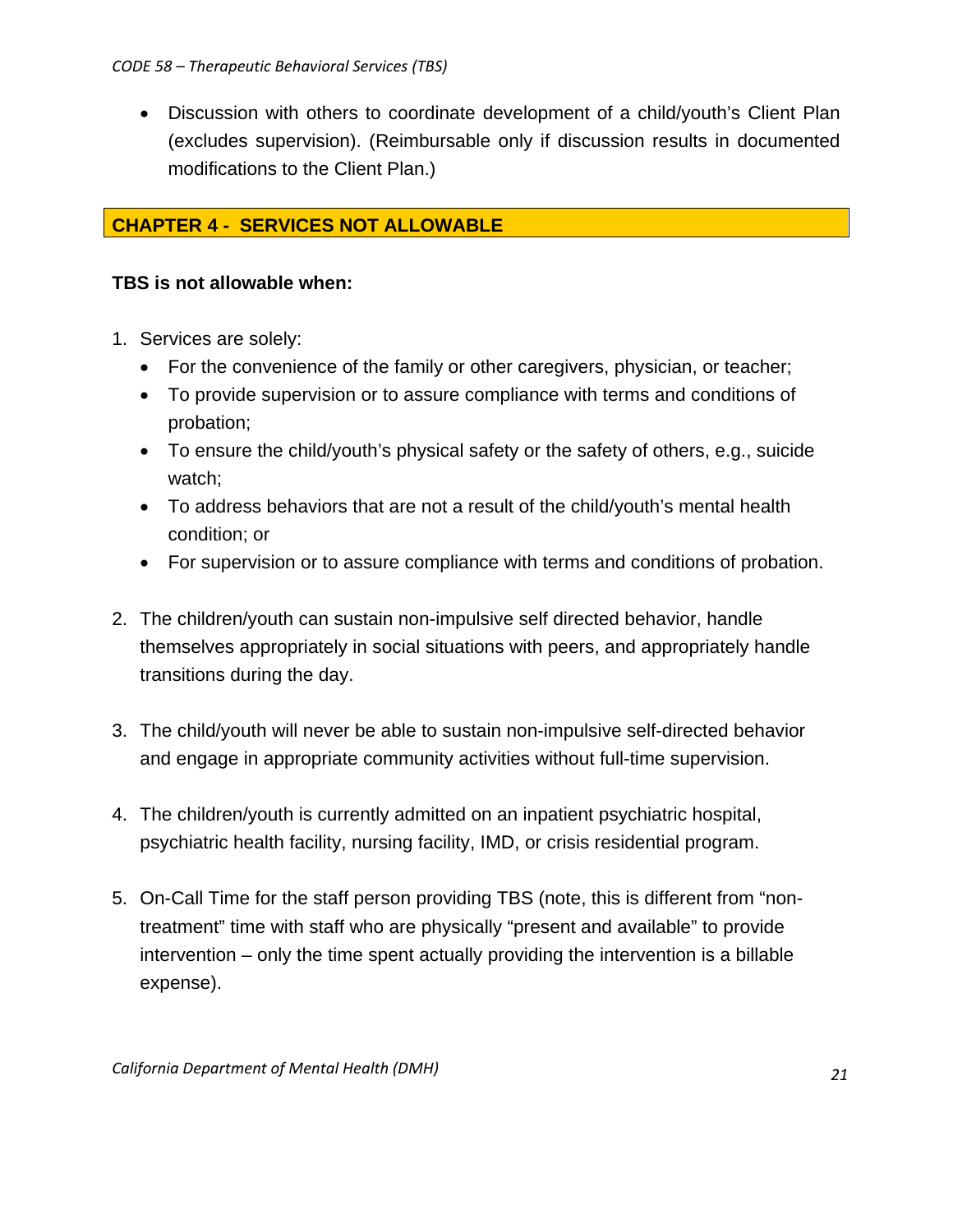- Discussion with others to coordinate development of a child/youth's Client Plan (excludes supervision). (Reimbursable only if discussion results in documented modifications to the Client Plan.)

## CHAPTER 4 - SERVICES NOT ALLOWABLE

**TBS is not allowable when:**

1. Services are solely:
   - For the convenience of the family or other caregivers, physician, or teacher;
   - To provide supervision or to assure compliance with terms and conditions of probation;
   - To ensure the child/youth's physical safety or the safety of others, e.g., suicide watch;
   - To address behaviors that are not a result of the child/youth's mental health condition; or
   - For supervision or to assure compliance with terms and conditions of probation.

2. The children/youth can sustain non-impulsive self directed behavior, handle themselves appropriately in social situations with peers, and appropriately handle transitions during the day.

3. The child/youth will never be able to sustain non-impulsive self-directed behavior and engage in appropriate community activities without full-time supervision.

4. The children/youth is currently admitted on an inpatient psychiatric hospital, psychiatric health facility, nursing facility, IMD, or crisis residential program.

5. On-Call Time for the staff person providing TBS (note, this is different from "non-treatment" time with staff who are physically "present and available" to provide intervention – only the time spent actually providing the intervention is a billable expense).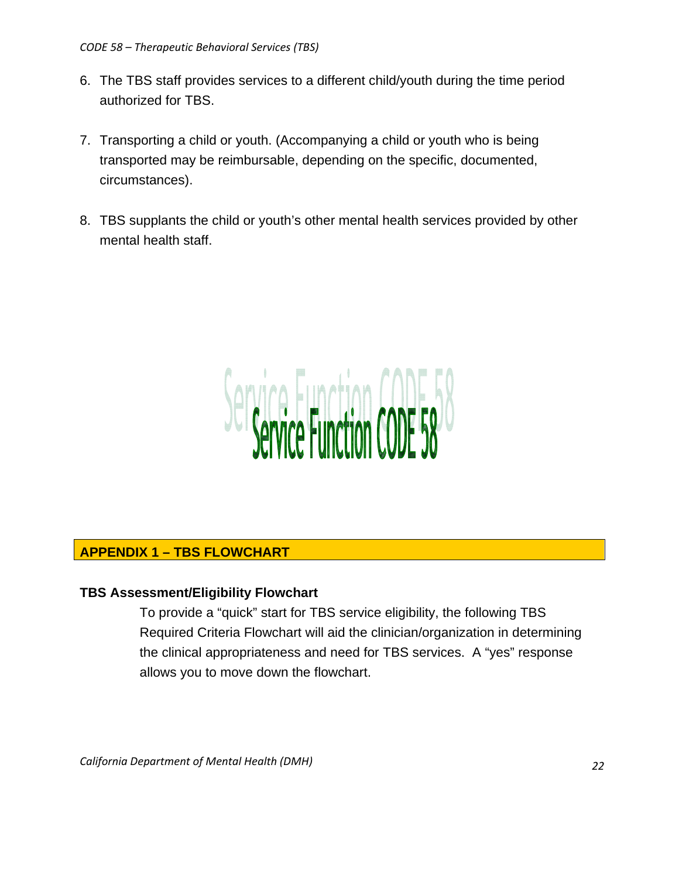6. The TBS staff provides services to a different child/youth during the time period authorized for TBS.

7. Transporting a child or youth. (Accompanying a child or youth who is being transported may be reimbursable, depending on the specific, documented, circumstances).

8. TBS supplants the child or youth's other mental health services provided by other mental health staff.

Service Function CODE 58

## APPENDIX 1 – TBS FLOWCHART

### TBS Assessment/Eligibility Flowchart

To provide a "quick" start for TBS service eligibility, the following TBS Required Criteria Flowchart will aid the clinician/organization in determining the clinical appropriateness and need for TBS services. A "yes" response allows you to move down the flowchart.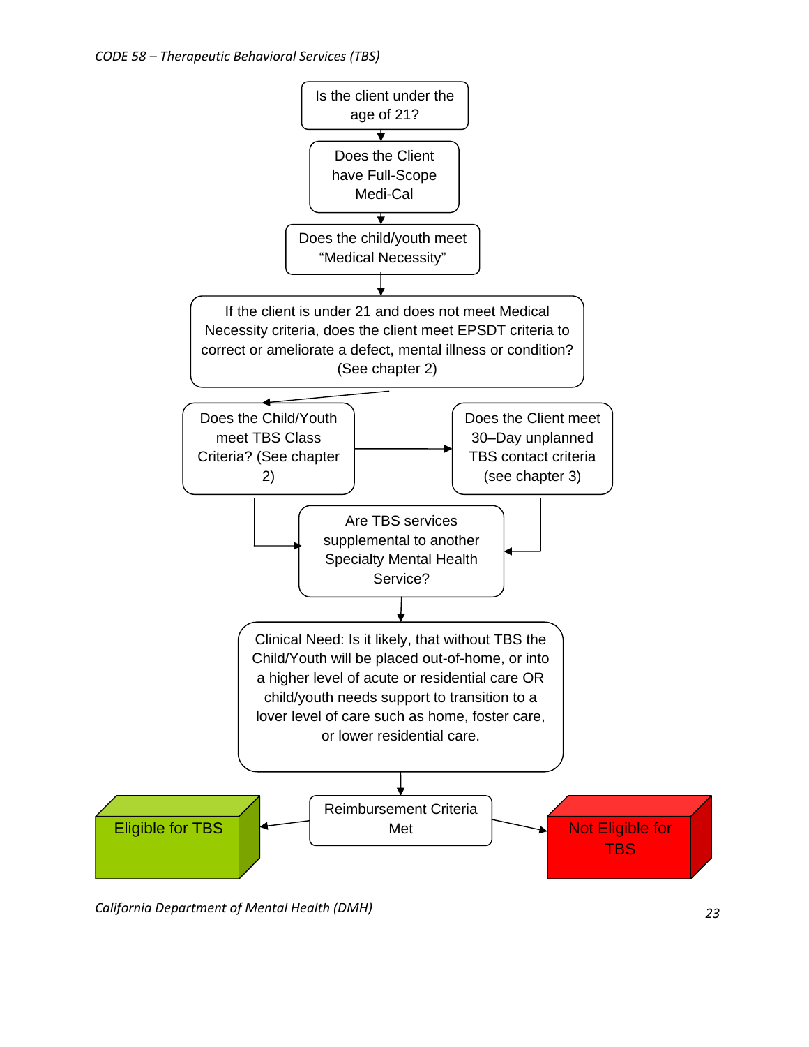Is the client under the age of 21?

↓

Does the Client have Full-Scope Medi-Cal

↓

Does the child/youth meet "Medical Necessity"

↓

If the client is under 21 and does not meet Medical Necessity criteria, does the client meet EPSDT criteria to correct or ameliorate a defect, mental illness or condition? (See chapter 2)

↓

Does the Child/Youth meet TBS Class Criteria? (See chapter 2) → Does the Client meet 30–Day unplanned TBS contact criteria (see chapter 3)

↓

Are TBS services supplemental to another Specialty Mental Health Service?

↓

Clinical Need: Is it likely, that without TBS the Child/Youth will be placed out-of-home, or into a higher level of acute or residential care OR child/youth needs support to transition to a lover level of care such as home, foster care, or lower residential care.

↓

Reimbursement Criteria Met

← Eligible for TBS

→ Not Eligible for TBS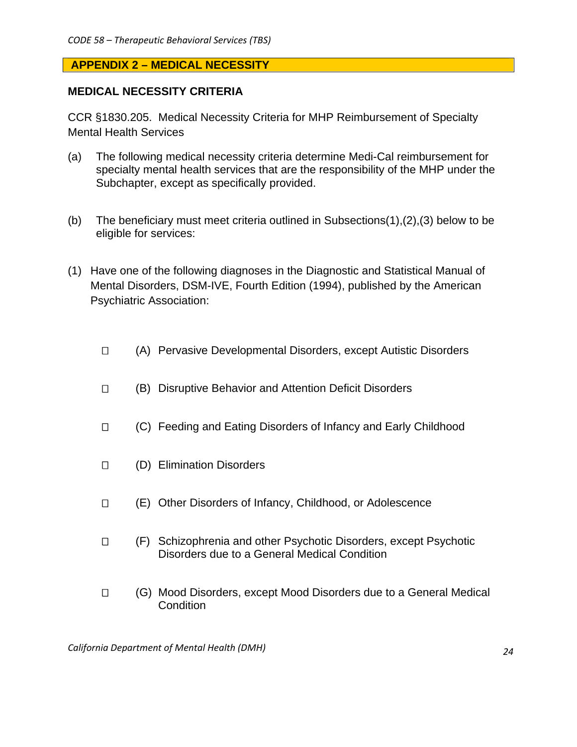## APPENDIX 2 – MEDICAL NECESSITY

### MEDICAL NECESSITY CRITERIA

CCR §1830.205. Medical Necessity Criteria for MHP Reimbursement of Specialty Mental Health Services

(a) The following medical necessity criteria determine Medi-Cal reimbursement for specialty mental health services that are the responsibility of the MHP under the Subchapter, except as specifically provided.

(b) The beneficiary must meet criteria outlined in Subsections(1),(2),(3) below to be eligible for services:

(1) Have one of the following diagnoses in the Diagnostic and Statistical Manual of Mental Disorders, DSM-IVE, Fourth Edition (1994), published by the American Psychiatric Association:

- ☐ (A) Pervasive Developmental Disorders, except Autistic Disorders
- ☐ (B) Disruptive Behavior and Attention Deficit Disorders
- ☐ (C) Feeding and Eating Disorders of Infancy and Early Childhood
- ☐ (D) Elimination Disorders
- ☐ (E) Other Disorders of Infancy, Childhood, or Adolescence
- ☐ (F) Schizophrenia and other Psychotic Disorders, except Psychotic Disorders due to a General Medical Condition
- ☐ (G) Mood Disorders, except Mood Disorders due to a General Medical Condition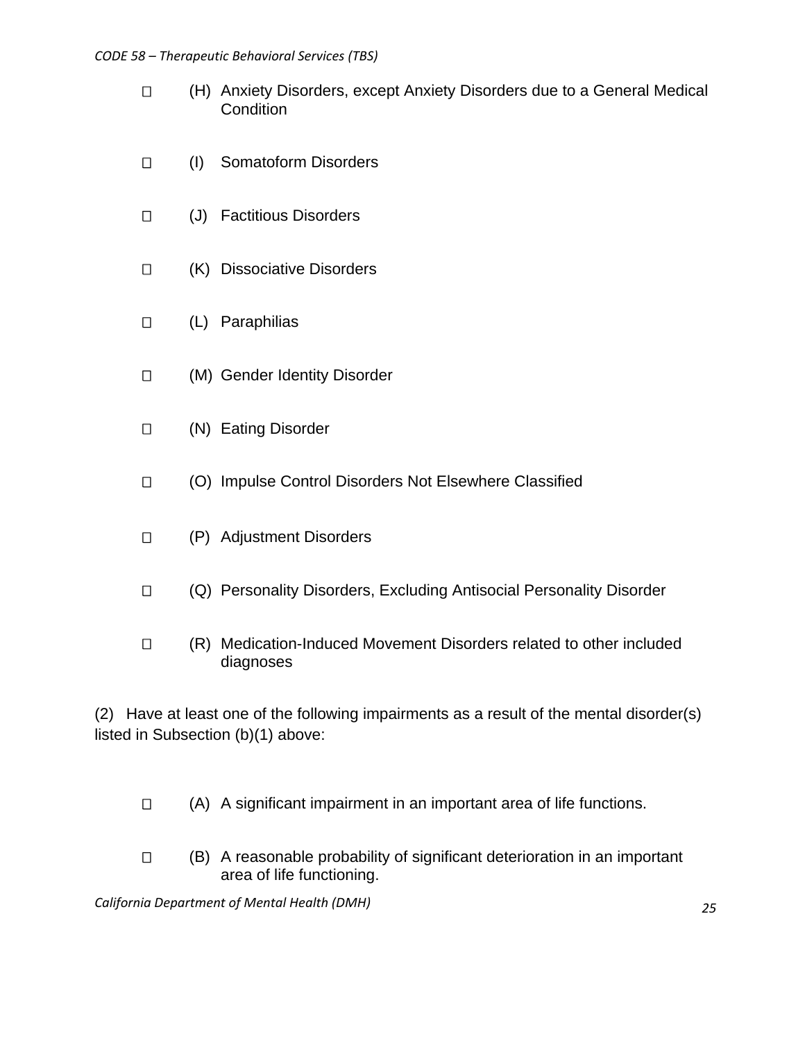- ☐ (H) Anxiety Disorders, except Anxiety Disorders due to a General Medical Condition
- ☐ (I) Somatoform Disorders
- ☐ (J) Factitious Disorders
- ☐ (K) Dissociative Disorders
- ☐ (L) Paraphilias
- ☐ (M) Gender Identity Disorder
- ☐ (N) Eating Disorder
- ☐ (O) Impulse Control Disorders Not Elsewhere Classified
- ☐ (P) Adjustment Disorders
- ☐ (Q) Personality Disorders, Excluding Antisocial Personality Disorder
- ☐ (R) Medication-Induced Movement Disorders related to other included diagnoses

(2) Have at least one of the following impairments as a result of the mental disorder(s) listed in Subsection (b)(1) above:

- ☐ (A) A significant impairment in an important area of life functions.
- ☐ (B) A reasonable probability of significant deterioration in an important area of life functioning.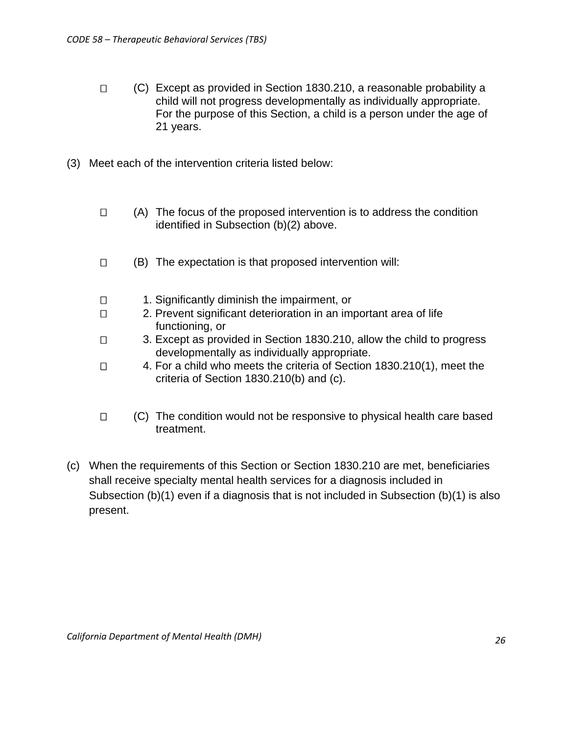☐ (C) Except as provided in Section 1830.210, a reasonable probability a child will not progress developmentally as individually appropriate. For the purpose of this Section, a child is a person under the age of 21 years.

(3) Meet each of the intervention criteria listed below:

☐ (A) The focus of the proposed intervention is to address the condition identified in Subsection (b)(2) above.

☐ (B) The expectation is that proposed intervention will:

☐ 1. Significantly diminish the impairment, or
☐ 2. Prevent significant deterioration in an important area of life functioning, or
☐ 3. Except as provided in Section 1830.210, allow the child to progress developmentally as individually appropriate.
☐ 4. For a child who meets the criteria of Section 1830.210(1), meet the criteria of Section 1830.210(b) and (c).

☐ (C) The condition would not be responsive to physical health care based treatment.

(c) When the requirements of this Section or Section 1830.210 are met, beneficiaries shall receive specialty mental health services for a diagnosis included in Subsection (b)(1) even if a diagnosis that is not included in Subsection (b)(1) is also present.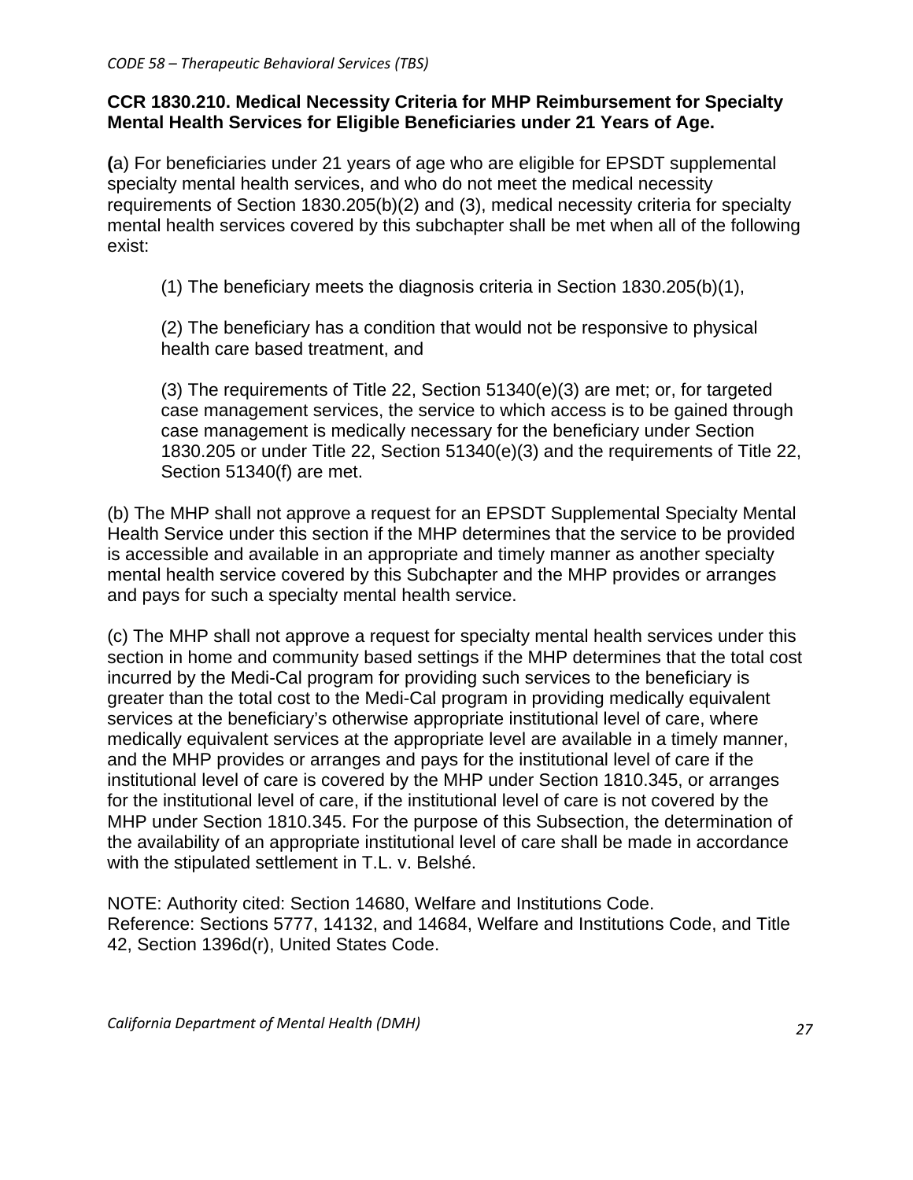**CCR 1830.210. Medical Necessity Criteria for MHP Reimbursement for Specialty Mental Health Services for Eligible Beneficiaries under 21 Years of Age.**

**(**a) For beneficiaries under 21 years of age who are eligible for EPSDT supplemental specialty mental health services, and who do not meet the medical necessity requirements of Section 1830.205(b)(2) and (3), medical necessity criteria for specialty mental health services covered by this subchapter shall be met when all of the following exist:

(1) The beneficiary meets the diagnosis criteria in Section 1830.205(b)(1),

(2) The beneficiary has a condition that would not be responsive to physical health care based treatment, and

(3) The requirements of Title 22, Section 51340(e)(3) are met; or, for targeted case management services, the service to which access is to be gained through case management is medically necessary for the beneficiary under Section 1830.205 or under Title 22, Section 51340(e)(3) and the requirements of Title 22, Section 51340(f) are met.

(b) The MHP shall not approve a request for an EPSDT Supplemental Specialty Mental Health Service under this section if the MHP determines that the service to be provided is accessible and available in an appropriate and timely manner as another specialty mental health service covered by this Subchapter and the MHP provides or arranges and pays for such a specialty mental health service.

(c) The MHP shall not approve a request for specialty mental health services under this section in home and community based settings if the MHP determines that the total cost incurred by the Medi-Cal program for providing such services to the beneficiary is greater than the total cost to the Medi-Cal program in providing medically equivalent services at the beneficiary's otherwise appropriate institutional level of care, where medically equivalent services at the appropriate level are available in a timely manner, and the MHP provides or arranges and pays for the institutional level of care if the institutional level of care is covered by the MHP under Section 1810.345, or arranges for the institutional level of care, if the institutional level of care is not covered by the MHP under Section 1810.345. For the purpose of this Subsection, the determination of the availability of an appropriate institutional level of care shall be made in accordance with the stipulated settlement in T.L. v. Belshé.

NOTE: Authority cited: Section 14680, Welfare and Institutions Code.
Reference: Sections 5777, 14132, and 14684, Welfare and Institutions Code, and Title 42, Section 1396d(r), United States Code.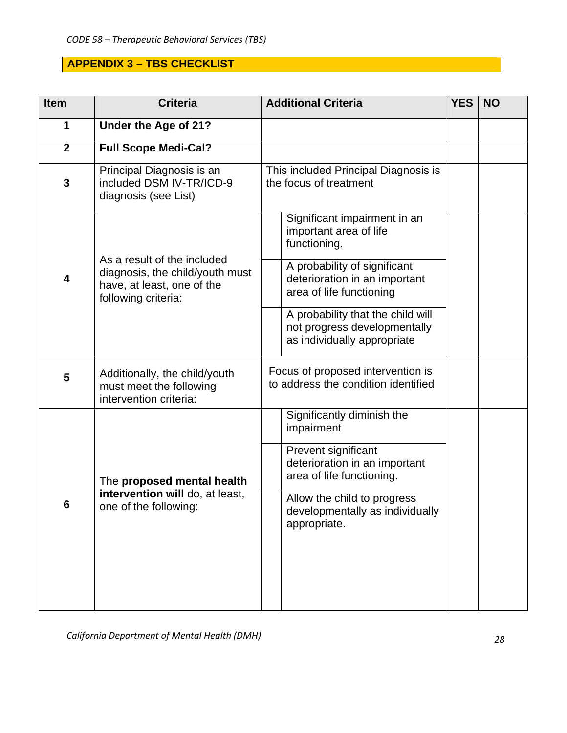## APPENDIX 3 – TBS CHECKLIST

| Item | Criteria | Additional Criteria | | YES | NO |
|---|---|---|---|---|---|
| 1 | **Under the Age of 21?** | | | | |
| 2 | **Full Scope Medi-Cal?** | | | | |
| 3 | Principal Diagnosis is an included DSM IV-TR/ICD-9 diagnosis (see List) | This included Principal Diagnosis is the focus of treatment | | | |
| 4 | As a result of the included diagnosis, the child/youth must have, at least, one of the following criteria: | | Significant impairment in an important area of life functioning. | | |
| | | | A probability of significant deterioration in an important area of life functioning | | |
| | | | A probability that the child will not progress developmentally as individually appropriate | | |
| 5 | Additionally, the child/youth must meet the following intervention criteria: | Focus of proposed intervention is to address the condition identified | | | |
| 6 | The **proposed mental health intervention will** do, at least, one of the following: | | Significantly diminish the impairment | | |
| | | | Prevent significant deterioration in an important area of life functioning. | | |
| | | | Allow the child to progress developmentally as individually appropriate. | | |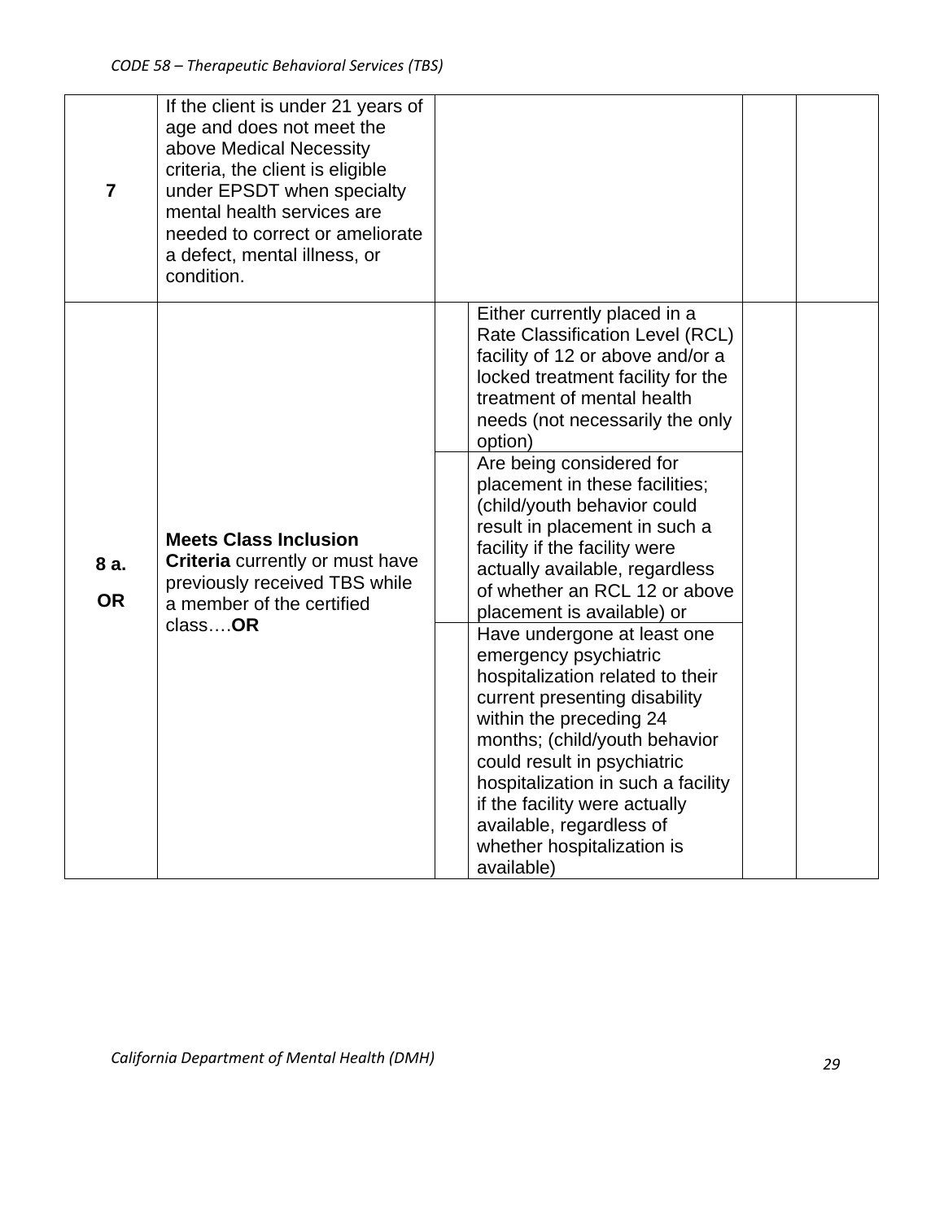| | | | | | |
|---|---|---|---|---|---|
| **7** | If the client is under 21 years of age and does not meet the above Medical Necessity criteria, the client is eligible under EPSDT when specialty mental health services are needed to correct or ameliorate a defect, mental illness, or condition. | | | | |
| **8 a.** **OR** | **Meets Class Inclusion Criteria** currently or must have previously received TBS while a member of the certified class….**OR** | | Either currently placed in a Rate Classification Level (RCL) facility of 12 or above and/or a locked treatment facility for the treatment of mental health needs (not necessarily the only option) | | |
| | | | Are being considered for placement in these facilities; (child/youth behavior could result in placement in such a facility if the facility were actually available, regardless of whether an RCL 12 or above placement is available) or | | |
| | | | Have undergone at least one emergency psychiatric hospitalization related to their current presenting disability within the preceding 24 months; (child/youth behavior could result in psychiatric hospitalization in such a facility if the facility were actually available, regardless of whether hospitalization is available) | | |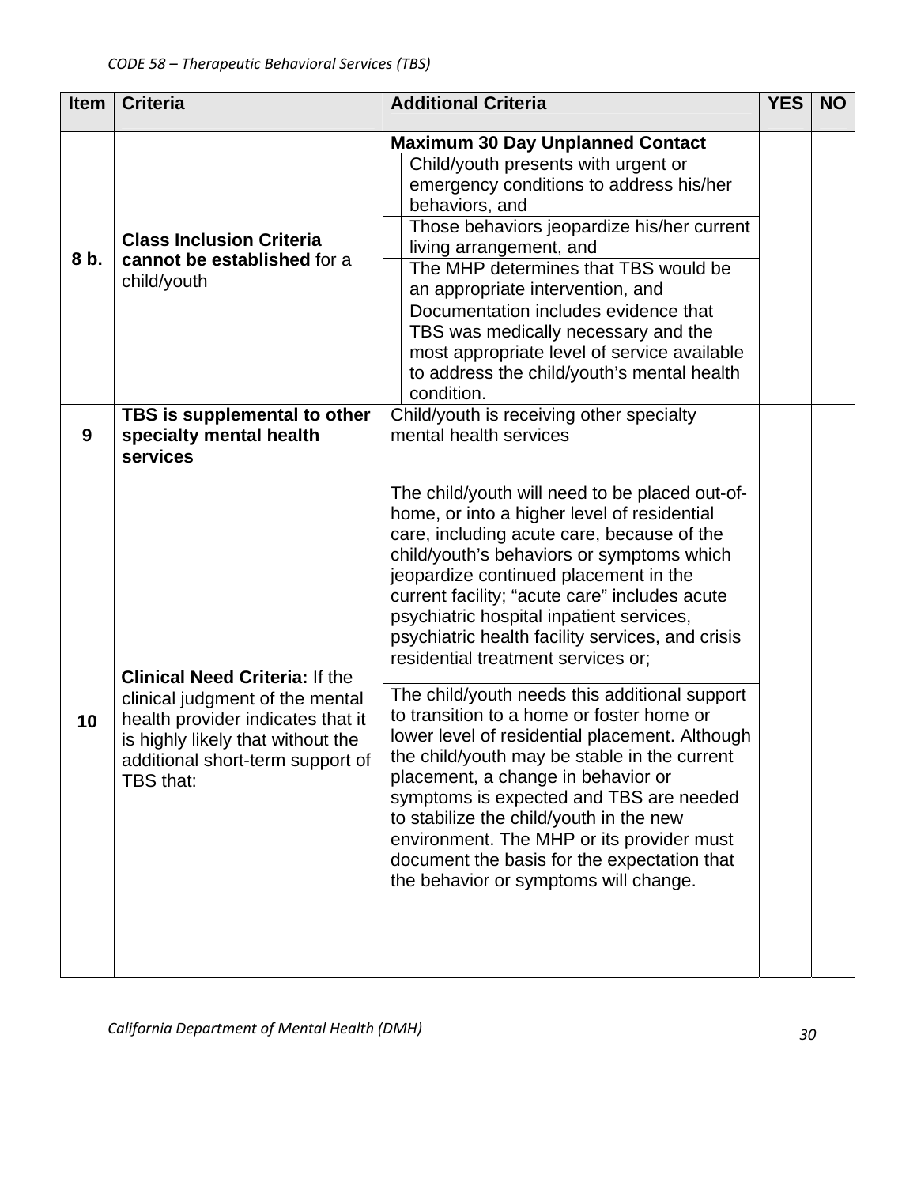CODE 58 – Therapeutic Behavioral Services (TBS)

| Item | Criteria | Additional Criteria | YES | NO |
|---|---|---|---|---|
| 8 b. | **Class Inclusion Criteria cannot be established** for a child/youth | **Maximum 30 Day Unplanned Contact** | | |
| | | Child/youth presents with urgent or emergency conditions to address his/her behaviors, and | | |
| | | Those behaviors jeopardize his/her current living arrangement, and | | |
| | | The MHP determines that TBS would be an appropriate intervention, and | | |
| | | Documentation includes evidence that TBS was medically necessary and the most appropriate level of service available to address the child/youth's mental health condition. | | |
| 9 | **TBS is supplemental to other specialty mental health services** | Child/youth is receiving other specialty mental health services | | |
| 10 | **Clinical Need Criteria:** If the clinical judgment of the mental health provider indicates that it is highly likely that without the additional short-term support of TBS that: | The child/youth will need to be placed out-of-home, or into a higher level of residential care, including acute care, because of the child/youth's behaviors or symptoms which jeopardize continued placement in the current facility; "acute care" includes acute psychiatric hospital inpatient services, psychiatric health facility services, and crisis residential treatment services or; | | |
| | | The child/youth needs this additional support to transition to a home or foster home or lower level of residential placement. Although the child/youth may be stable in the current placement, a change in behavior or symptoms is expected and TBS are needed to stabilize the child/youth in the new environment. The MHP or its provider must document the basis for the expectation that the behavior or symptoms will change. | | |

California Department of Mental Health (DMH)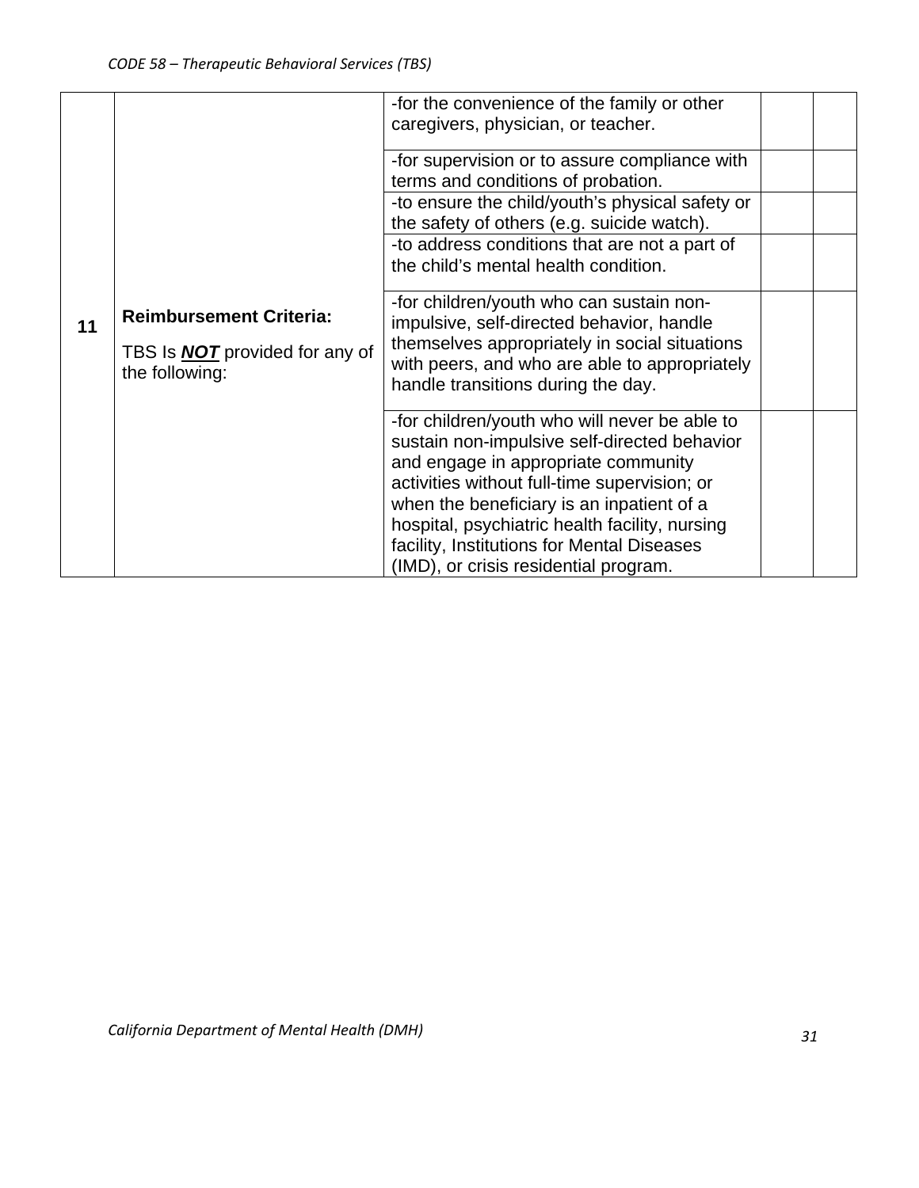| 11 | **Reimbursement Criteria:** TBS Is ***NOT*** provided for any of the following: | -for the convenience of the family or other caregivers, physician, or teacher. | | |
|---|---|---|---|---|
| | | -for supervision or to assure compliance with terms and conditions of probation. | | |
| | | -to ensure the child/youth's physical safety or the safety of others (e.g. suicide watch). | | |
| | | -to address conditions that are not a part of the child's mental health condition. | | |
| | | -for children/youth who can sustain non-impulsive, self-directed behavior, handle themselves appropriately in social situations with peers, and who are able to appropriately handle transitions during the day. | | |
| | | -for children/youth who will never be able to sustain non-impulsive self-directed behavior and engage in appropriate community activities without full-time supervision; or when the beneficiary is an inpatient of a hospital, psychiatric health facility, nursing facility, Institutions for Mental Diseases (IMD), or crisis residential program. | | |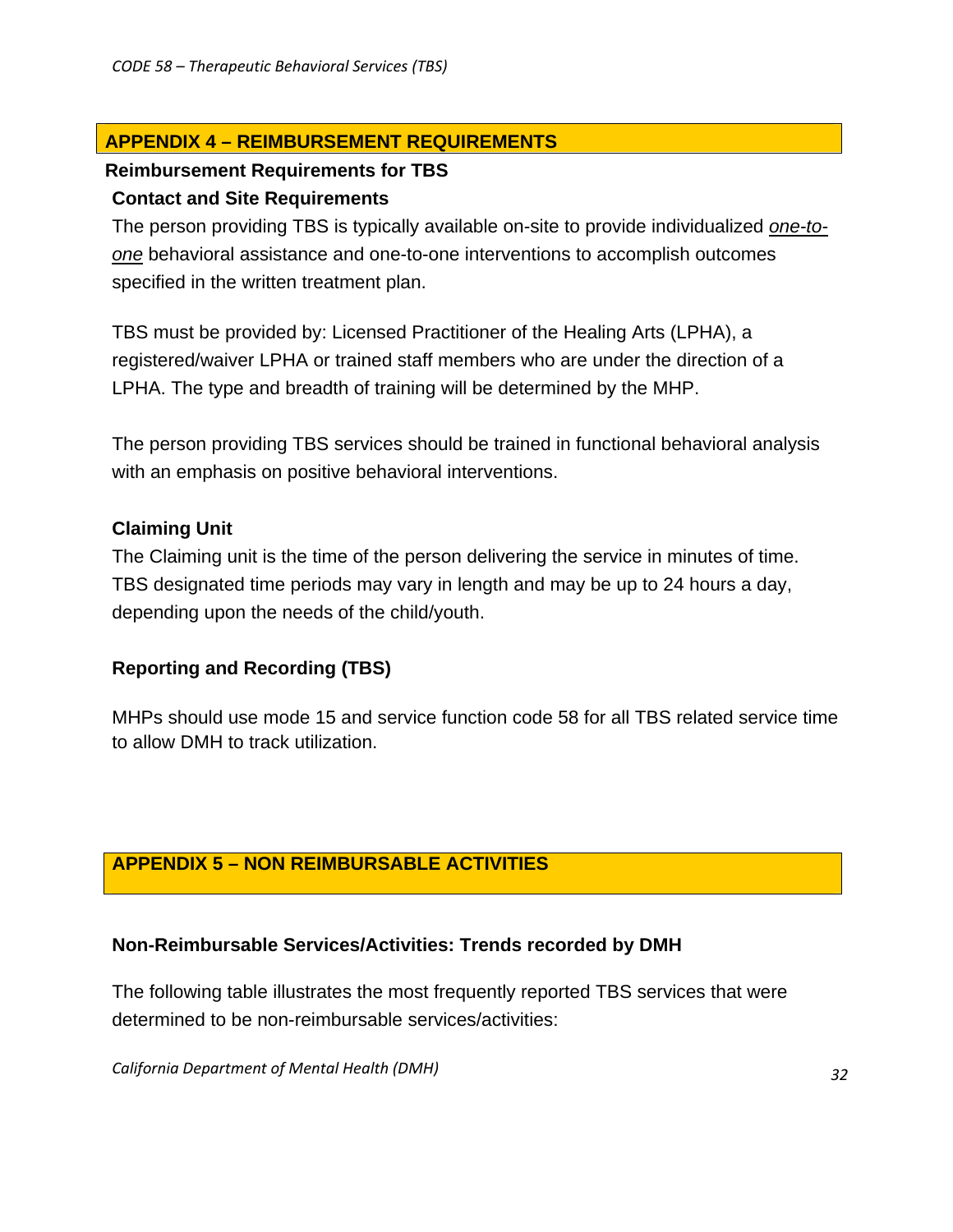## APPENDIX 4 – REIMBURSEMENT REQUIREMENTS

### Reimbursement Requirements for TBS

#### Contact and Site Requirements

The person providing TBS is typically available on-site to provide individualized *one-to-one* behavioral assistance and one-to-one interventions to accomplish outcomes specified in the written treatment plan.

TBS must be provided by: Licensed Practitioner of the Healing Arts (LPHA), a registered/waiver LPHA or trained staff members who are under the direction of a LPHA. The type and breadth of training will be determined by the MHP.

The person providing TBS services should be trained in functional behavioral analysis with an emphasis on positive behavioral interventions.

#### Claiming Unit

The Claiming unit is the time of the person delivering the service in minutes of time. TBS designated time periods may vary in length and may be up to 24 hours a day, depending upon the needs of the child/youth.

#### Reporting and Recording (TBS)

MHPs should use mode 15 and service function code 58 for all TBS related service time to allow DMH to track utilization.

## APPENDIX 5 – NON REIMBURSABLE ACTIVITIES

### Non-Reimbursable Services/Activities: Trends recorded by DMH

The following table illustrates the most frequently reported TBS services that were determined to be non-reimbursable services/activities: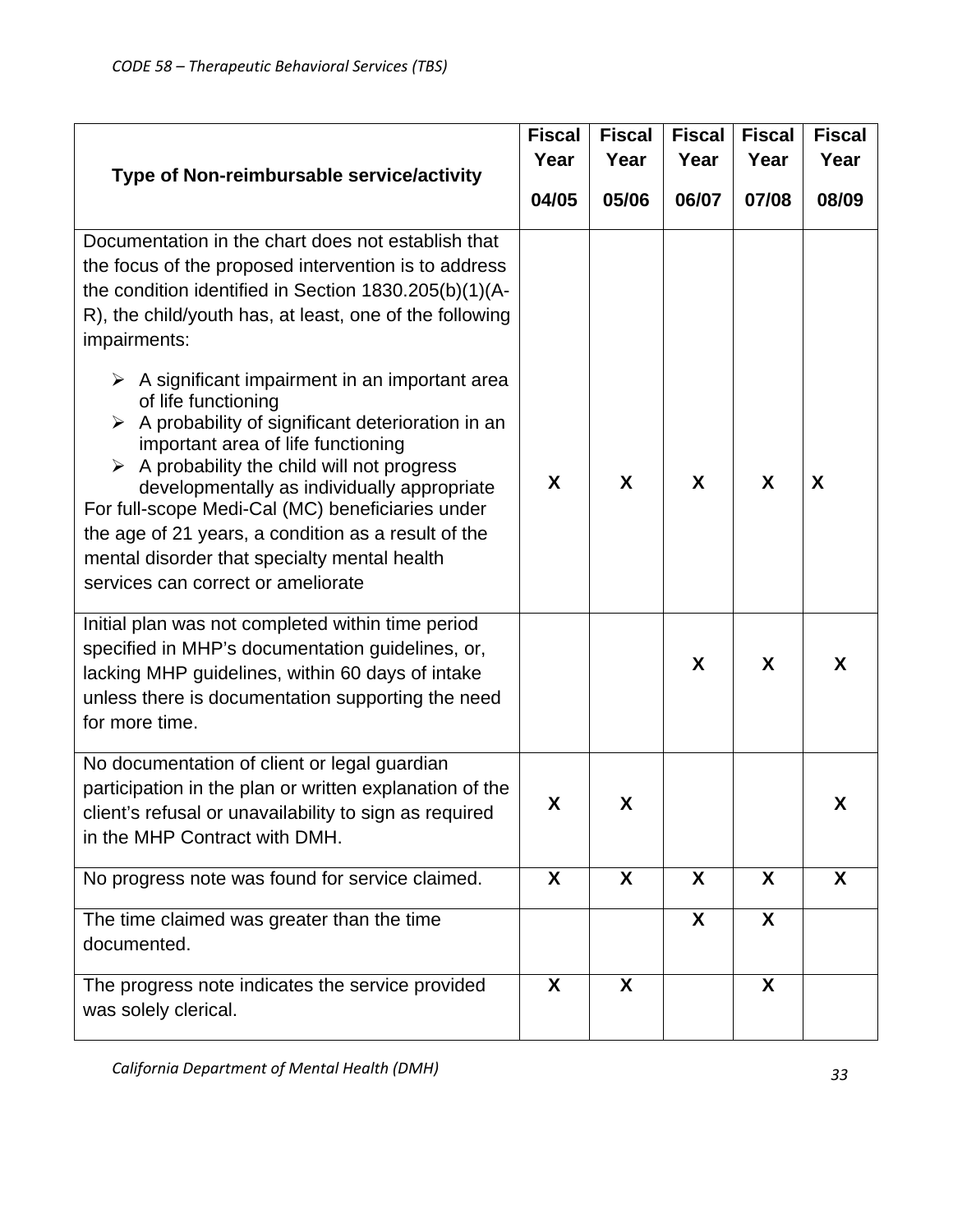| Type of Non-reimbursable service/activity | Fiscal Year 04/05 | Fiscal Year 05/06 | Fiscal Year 06/07 | Fiscal Year 07/08 | Fiscal Year 08/09 |
|---|---|---|---|---|---|
| Documentation in the chart does not establish that the focus of the proposed intervention is to address the condition identified in Section 1830.205(b)(1)(A-R), the child/youth has, at least, one of the following impairments: <br>➢ A significant impairment in an important area of life functioning <br>➢ A probability of significant deterioration in an important area of life functioning <br>➢ A probability the child will not progress developmentally as individually appropriate <br>For full-scope Medi-Cal (MC) beneficiaries under the age of 21 years, a condition as a result of the mental disorder that specialty mental health services can correct or ameliorate | X | X | X | X | X |
| Initial plan was not completed within time period specified in MHP's documentation guidelines, or, lacking MHP guidelines, within 60 days of intake unless there is documentation supporting the need for more time. | | | X | X | X |
| No documentation of client or legal guardian participation in the plan or written explanation of the client's refusal or unavailability to sign as required in the MHP Contract with DMH. | X | X | | | X |
| No progress note was found for service claimed. | X | X | X | X | X |
| The time claimed was greater than the time documented. | | | X | X | |
| The progress note indicates the service provided was solely clerical. | X | X | | X | |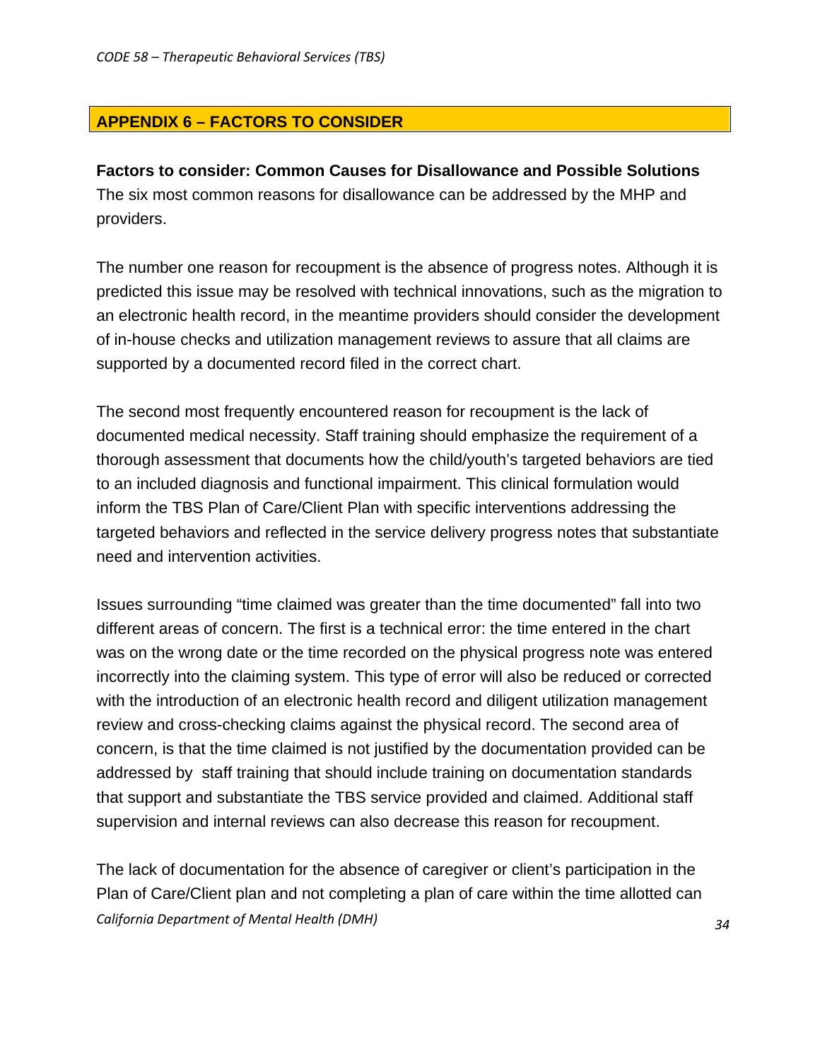## APPENDIX 6 – FACTORS TO CONSIDER

**Factors to consider: Common Causes for Disallowance and Possible Solutions**
The six most common reasons for disallowance can be addressed by the MHP and providers.

The number one reason for recoupment is the absence of progress notes. Although it is predicted this issue may be resolved with technical innovations, such as the migration to an electronic health record, in the meantime providers should consider the development of in-house checks and utilization management reviews to assure that all claims are supported by a documented record filed in the correct chart.

The second most frequently encountered reason for recoupment is the lack of documented medical necessity. Staff training should emphasize the requirement of a thorough assessment that documents how the child/youth's targeted behaviors are tied to an included diagnosis and functional impairment. This clinical formulation would inform the TBS Plan of Care/Client Plan with specific interventions addressing the targeted behaviors and reflected in the service delivery progress notes that substantiate need and intervention activities.

Issues surrounding "time claimed was greater than the time documented" fall into two different areas of concern. The first is a technical error: the time entered in the chart was on the wrong date or the time recorded on the physical progress note was entered incorrectly into the claiming system. This type of error will also be reduced or corrected with the introduction of an electronic health record and diligent utilization management review and cross-checking claims against the physical record. The second area of concern, is that the time claimed is not justified by the documentation provided can be addressed by staff training that should include training on documentation standards that support and substantiate the TBS service provided and claimed. Additional staff supervision and internal reviews can also decrease this reason for recoupment.

The lack of documentation for the absence of caregiver or client's participation in the Plan of Care/Client plan and not completing a plan of care within the time allotted can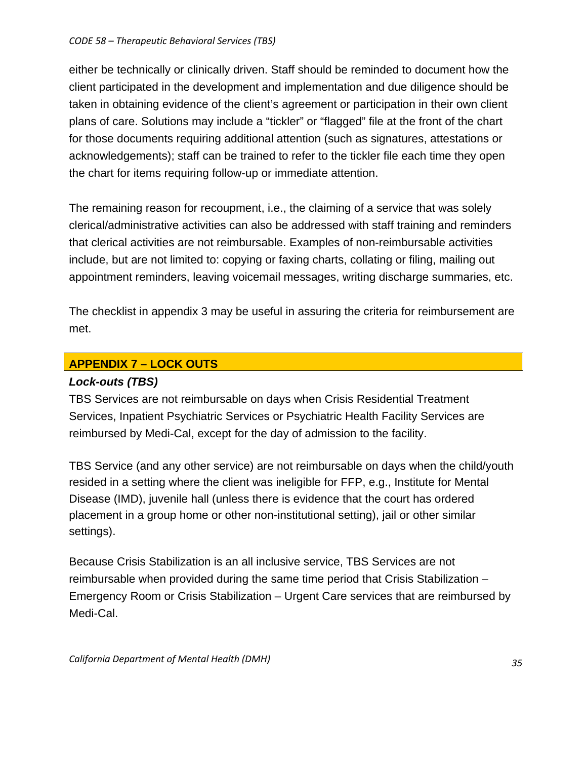either be technically or clinically driven. Staff should be reminded to document how the client participated in the development and implementation and due diligence should be taken in obtaining evidence of the client's agreement or participation in their own client plans of care. Solutions may include a "tickler" or "flagged" file at the front of the chart for those documents requiring additional attention (such as signatures, attestations or acknowledgements); staff can be trained to refer to the tickler file each time they open the chart for items requiring follow-up or immediate attention.

The remaining reason for recoupment, i.e., the claiming of a service that was solely clerical/administrative activities can also be addressed with staff training and reminders that clerical activities are not reimbursable. Examples of non-reimbursable activities include, but are not limited to: copying or faxing charts, collating or filing, mailing out appointment reminders, leaving voicemail messages, writing discharge summaries, etc.

The checklist in appendix 3 may be useful in assuring the criteria for reimbursement are met.

## APPENDIX 7 – LOCK OUTS

### *Lock-outs (TBS)*

TBS Services are not reimbursable on days when Crisis Residential Treatment Services, Inpatient Psychiatric Services or Psychiatric Health Facility Services are reimbursed by Medi-Cal, except for the day of admission to the facility.

TBS Service (and any other service) are not reimbursable on days when the child/youth resided in a setting where the client was ineligible for FFP, e.g., Institute for Mental Disease (IMD), juvenile hall (unless there is evidence that the court has ordered placement in a group home or other non-institutional setting), jail or other similar settings).

Because Crisis Stabilization is an all inclusive service, TBS Services are not reimbursable when provided during the same time period that Crisis Stabilization – Emergency Room or Crisis Stabilization – Urgent Care services that are reimbursed by Medi-Cal.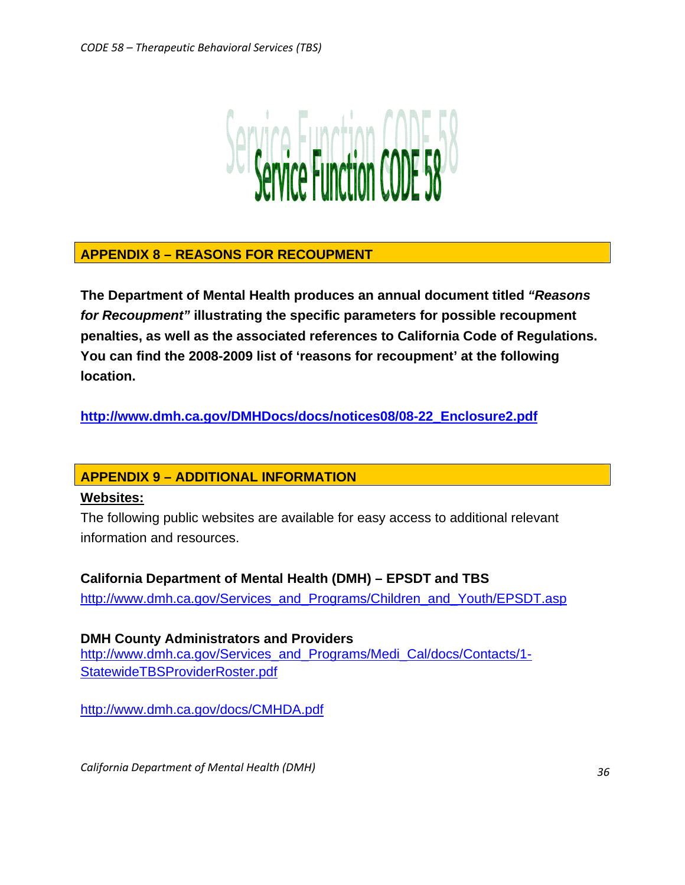# Service Function CODE 58

## APPENDIX 8 – REASONS FOR RECOUPMENT

**The Department of Mental Health produces an annual document titled *"Reasons for Recoupment"* illustrating the specific parameters for possible recoupment penalties, as well as the associated references to California Code of Regulations. You can find the 2008-2009 list of 'reasons for recoupment' at the following location.**

**http://www.dmh.ca.gov/DMHDocs/docs/notices08/08-22_Enclosure2.pdf**

## APPENDIX 9 – ADDITIONAL INFORMATION

**Websites:**

The following public websites are available for easy access to additional relevant information and resources.

**California Department of Mental Health (DMH) – EPSDT and TBS**
http://www.dmh.ca.gov/Services_and_Programs/Children_and_Youth/EPSDT.asp

**DMH County Administrators and Providers**
http://www.dmh.ca.gov/Services_and_Programs/Medi_Cal/docs/Contacts/1-StatewideTBSProviderRoster.pdf

http://www.dmh.ca.gov/docs/CMHDA.pdf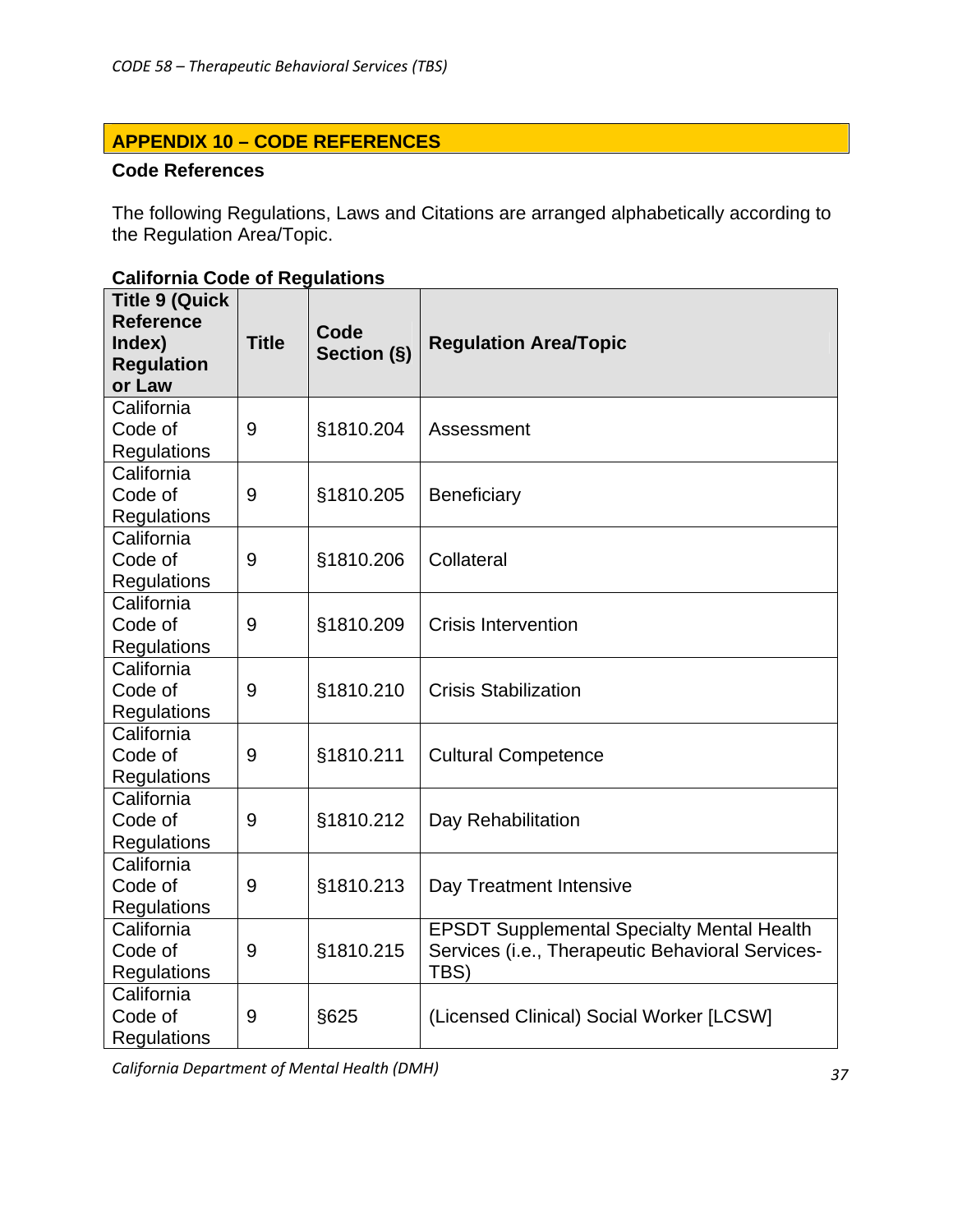## APPENDIX 10 – CODE REFERENCES

**Code References**

The following Regulations, Laws and Citations are arranged alphabetically according to the Regulation Area/Topic.

**California Code of Regulations**

| Title 9 (Quick Reference Index) Regulation or Law | Title | Code Section (§) | Regulation Area/Topic |
|---|---|---|---|
| California Code of Regulations | 9 | §1810.204 | Assessment |
| California Code of Regulations | 9 | §1810.205 | Beneficiary |
| California Code of Regulations | 9 | §1810.206 | Collateral |
| California Code of Regulations | 9 | §1810.209 | Crisis Intervention |
| California Code of Regulations | 9 | §1810.210 | Crisis Stabilization |
| California Code of Regulations | 9 | §1810.211 | Cultural Competence |
| California Code of Regulations | 9 | §1810.212 | Day Rehabilitation |
| California Code of Regulations | 9 | §1810.213 | Day Treatment Intensive |
| California Code of Regulations | 9 | §1810.215 | EPSDT Supplemental Specialty Mental Health Services (i.e., Therapeutic Behavioral Services-TBS) |
| California Code of Regulations | 9 | §625 | (Licensed Clinical) Social Worker [LCSW] |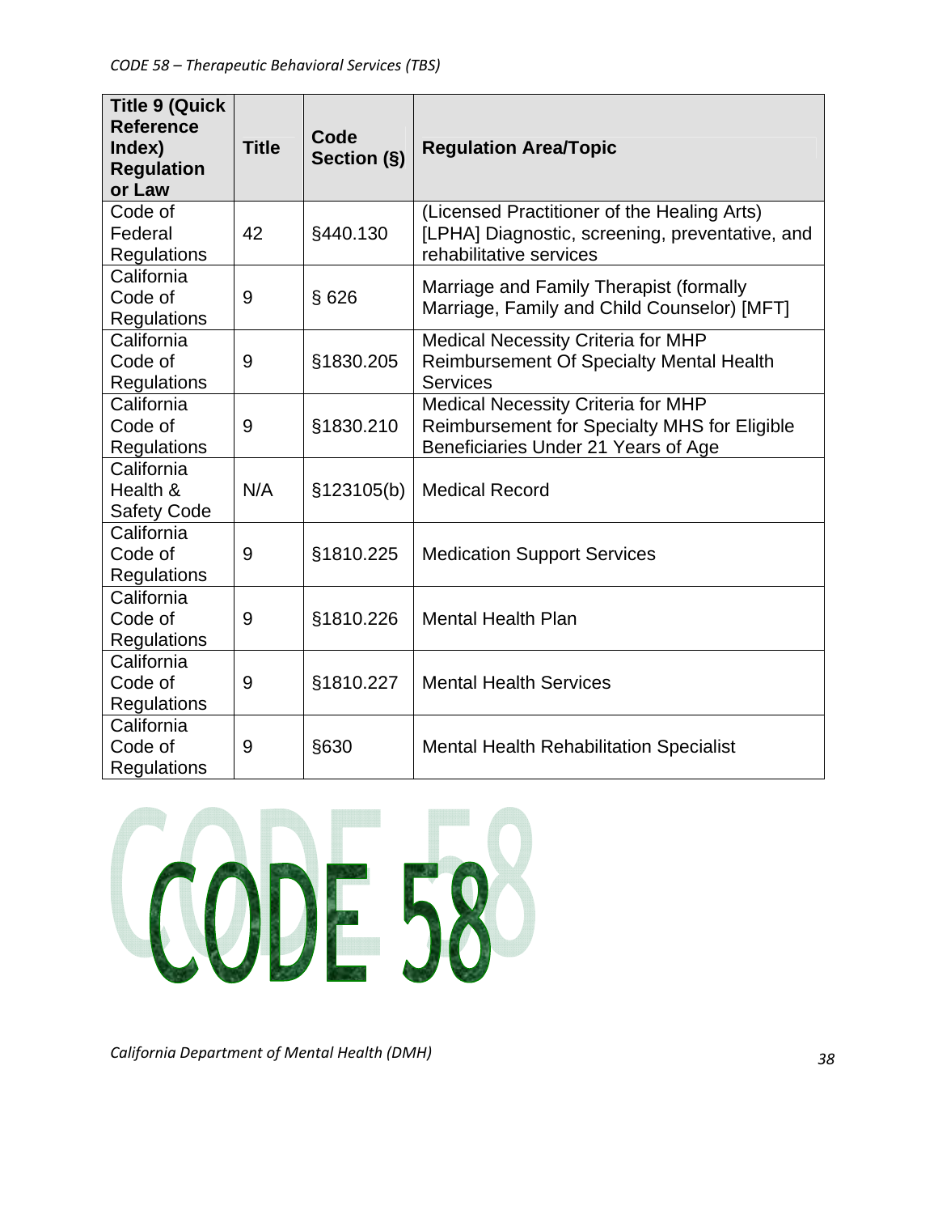| Title 9 (Quick Reference Index) Regulation or Law | Title | Code Section (§) | Regulation Area/Topic |
|---|---|---|---|
| Code of Federal Regulations | 42 | §440.130 | (Licensed Practitioner of the Healing Arts) [LPHA] Diagnostic, screening, preventative, and rehabilitative services |
| California Code of Regulations | 9 | § 626 | Marriage and Family Therapist (formally Marriage, Family and Child Counselor) [MFT] |
| California Code of Regulations | 9 | §1830.205 | Medical Necessity Criteria for MHP Reimbursement Of Specialty Mental Health Services |
| California Code of Regulations | 9 | §1830.210 | Medical Necessity Criteria for MHP Reimbursement for Specialty MHS for Eligible Beneficiaries Under 21 Years of Age |
| California Health & Safety Code | N/A | §123105(b) | Medical Record |
| California Code of Regulations | 9 | §1810.225 | Medication Support Services |
| California Code of Regulations | 9 | §1810.226 | Mental Health Plan |
| California Code of Regulations | 9 | §1810.227 | Mental Health Services |
| California Code of Regulations | 9 | §630 | Mental Health Rehabilitation Specialist |

CODE 58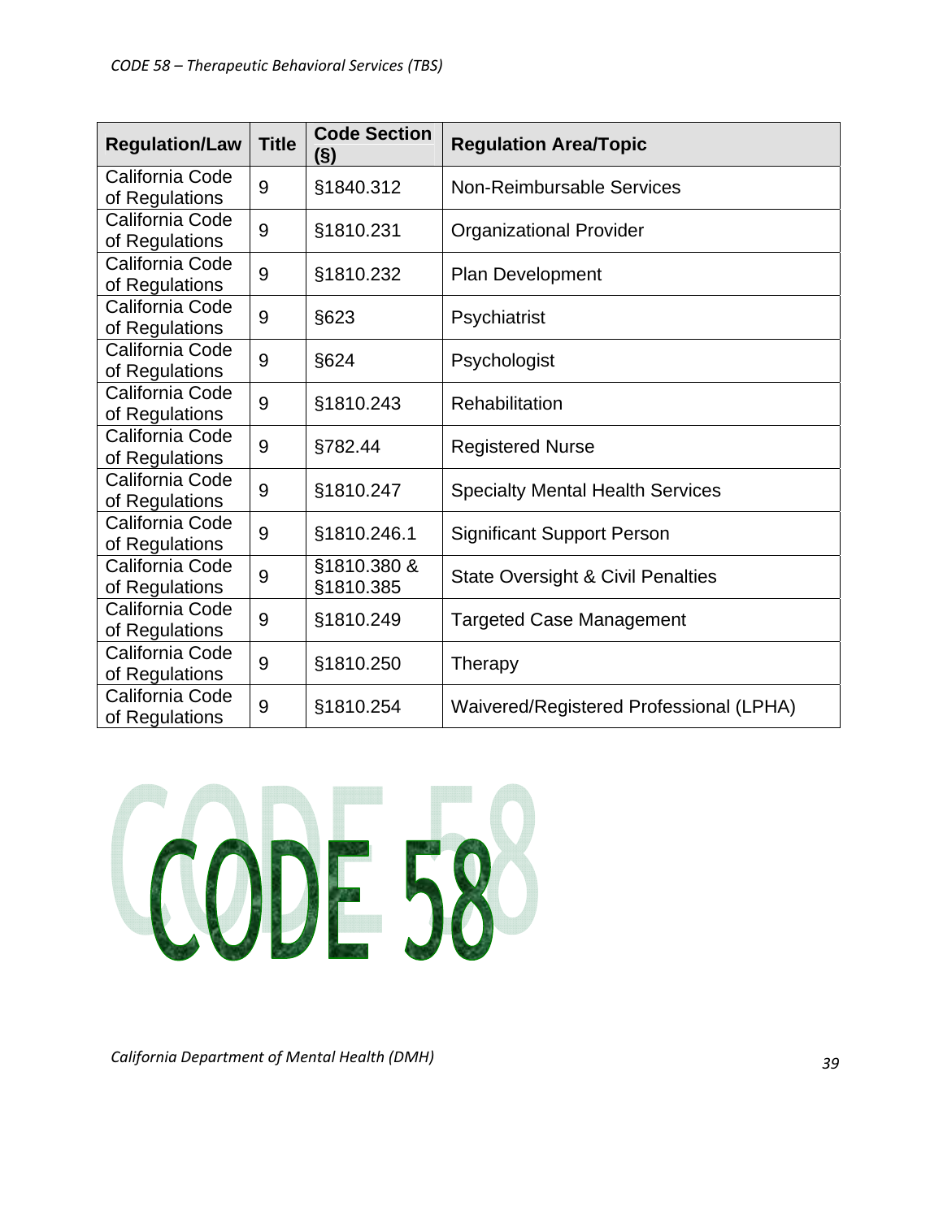| Regulation/Law | Title | Code Section (§) | Regulation Area/Topic |
|---|---|---|---|
| California Code of Regulations | 9 | §1840.312 | Non-Reimbursable Services |
| California Code of Regulations | 9 | §1810.231 | Organizational Provider |
| California Code of Regulations | 9 | §1810.232 | Plan Development |
| California Code of Regulations | 9 | §623 | Psychiatrist |
| California Code of Regulations | 9 | §624 | Psychologist |
| California Code of Regulations | 9 | §1810.243 | Rehabilitation |
| California Code of Regulations | 9 | §782.44 | Registered Nurse |
| California Code of Regulations | 9 | §1810.247 | Specialty Mental Health Services |
| California Code of Regulations | 9 | §1810.246.1 | Significant Support Person |
| California Code of Regulations | 9 | §1810.380 & §1810.385 | State Oversight & Civil Penalties |
| California Code of Regulations | 9 | §1810.249 | Targeted Case Management |
| California Code of Regulations | 9 | §1810.250 | Therapy |
| California Code of Regulations | 9 | §1810.254 | Waivered/Registered Professional (LPHA) |

CODE 58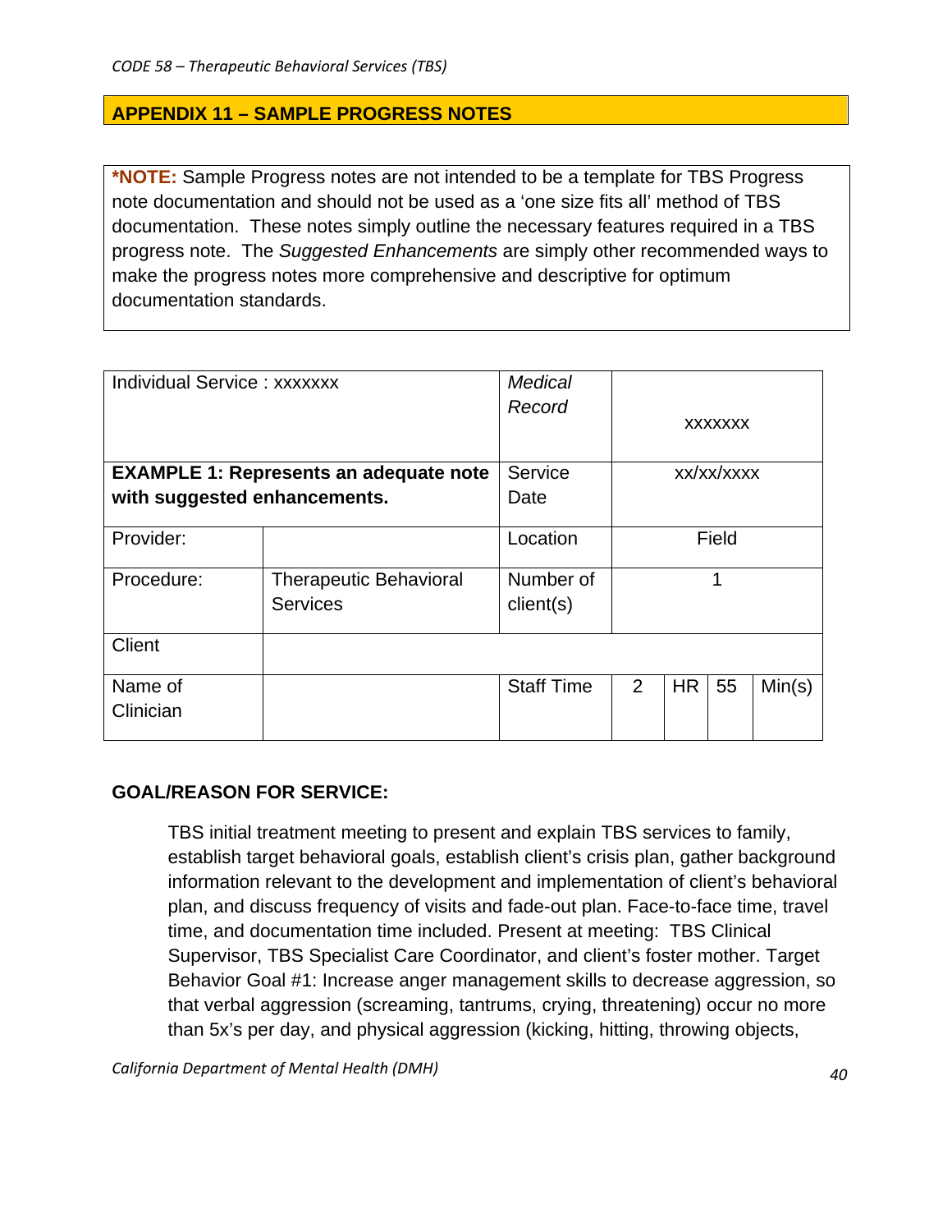## APPENDIX 11 – SAMPLE PROGRESS NOTES

**\*NOTE:** Sample Progress notes are not intended to be a template for TBS Progress note documentation and should not be used as a 'one size fits all' method of TBS documentation. These notes simply outline the necessary features required in a TBS progress note. The *Suggested Enhancements* are simply other recommended ways to make the progress notes more comprehensive and descriptive for optimum documentation standards.

| Individual Service : xxxxxxx | | *Medical Record* | xxxxxxx | | | |
|---|---|---|---|---|---|---|
| **EXAMPLE 1: Represents an adequate note with suggested enhancements.** | | Service Date | xx/xx/xxxx | | | |
| Provider: | | Location | Field | | | |
| Procedure: | Therapeutic Behavioral Services | Number of client(s) | 1 | | | |
| Client | | | | | | |
| Name of Clinician | | Staff Time | 2 | HR | 55 | Min(s) |

**GOAL/REASON FOR SERVICE:**

TBS initial treatment meeting to present and explain TBS services to family, establish target behavioral goals, establish client's crisis plan, gather background information relevant to the development and implementation of client's behavioral plan, and discuss frequency of visits and fade-out plan. Face-to-face time, travel time, and documentation time included. Present at meeting: TBS Clinical Supervisor, TBS Specialist Care Coordinator, and client's foster mother. Target Behavior Goal #1: Increase anger management skills to decrease aggression, so that verbal aggression (screaming, tantrums, crying, threatening) occur no more than 5x's per day, and physical aggression (kicking, hitting, throwing objects,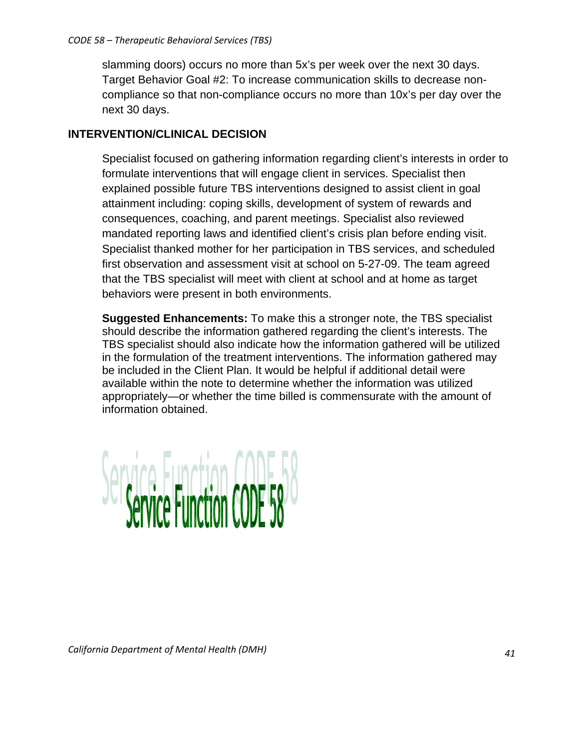slamming doors) occurs no more than 5x's per week over the next 30 days. Target Behavior Goal #2: To increase communication skills to decrease non-compliance so that non-compliance occurs no more than 10x's per day over the next 30 days.

## INTERVENTION/CLINICAL DECISION

Specialist focused on gathering information regarding client's interests in order to formulate interventions that will engage client in services. Specialist then explained possible future TBS interventions designed to assist client in goal attainment including: coping skills, development of system of rewards and consequences, coaching, and parent meetings. Specialist also reviewed mandated reporting laws and identified client's crisis plan before ending visit. Specialist thanked mother for her participation in TBS services, and scheduled first observation and assessment visit at school on 5-27-09. The team agreed that the TBS specialist will meet with client at school and at home as target behaviors were present in both environments.

**Suggested Enhancements:** To make this a stronger note, the TBS specialist should describe the information gathered regarding the client's interests. The TBS specialist should also indicate how the information gathered will be utilized in the formulation of the treatment interventions. The information gathered may be included in the Client Plan. It would be helpful if additional detail were available within the note to determine whether the information was utilized appropriately—or whether the time billed is commensurate with the amount of information obtained.

# Service Function CODE 58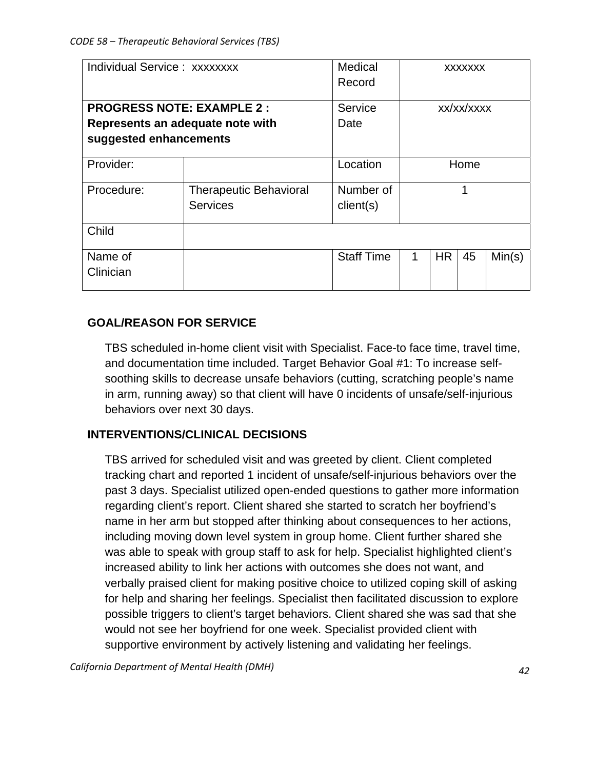| Individual Service : xxxxxxxx | | Medical Record | xxxxxxx | | | |
|---|---|---|---|---|---|---|
| **PROGRESS NOTE: EXAMPLE 2 : Represents an adequate note with suggested enhancements** | | Service Date | xx/xx/xxxx | | | |
| Provider: | | Location | Home | | | |
| Procedure: | Therapeutic Behavioral Services | Number of client(s) | 1 | | | |
| Child | | | | | | |
| Name of Clinician | | Staff Time | 1 | HR | 45 | Min(s) |

**GOAL/REASON FOR SERVICE**

TBS scheduled in-home client visit with Specialist. Face-to face time, travel time, and documentation time included. Target Behavior Goal #1: To increase self-soothing skills to decrease unsafe behaviors (cutting, scratching people's name in arm, running away) so that client will have 0 incidents of unsafe/self-injurious behaviors over next 30 days.

**INTERVENTIONS/CLINICAL DECISIONS**

TBS arrived for scheduled visit and was greeted by client. Client completed tracking chart and reported 1 incident of unsafe/self-injurious behaviors over the past 3 days. Specialist utilized open-ended questions to gather more information regarding client's report. Client shared she started to scratch her boyfriend's name in her arm but stopped after thinking about consequences to her actions, including moving down level system in group home. Client further shared she was able to speak with group staff to ask for help. Specialist highlighted client's increased ability to link her actions with outcomes she does not want, and verbally praised client for making positive choice to utilized coping skill of asking for help and sharing her feelings. Specialist then facilitated discussion to explore possible triggers to client's target behaviors. Client shared she was sad that she would not see her boyfriend for one week. Specialist provided client with supportive environment by actively listening and validating her feelings.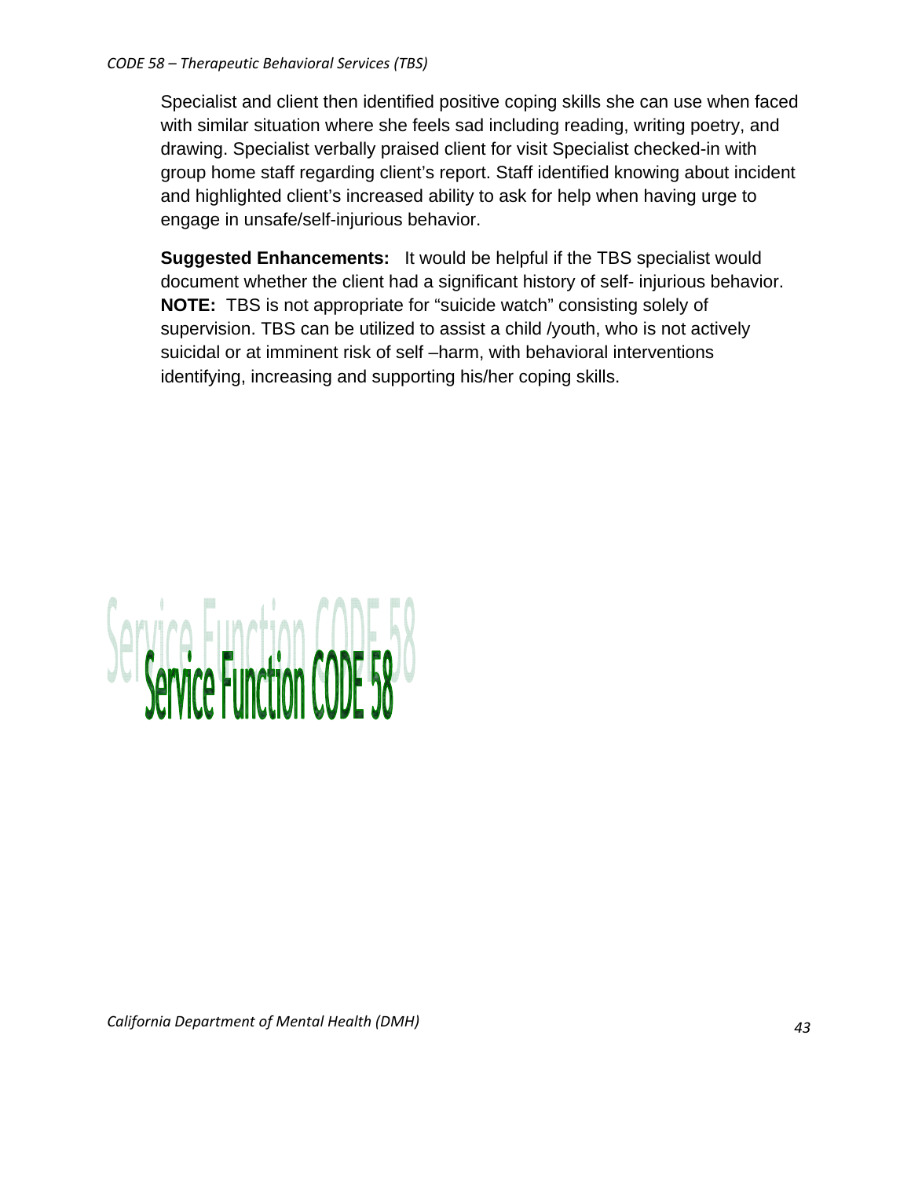Specialist and client then identified positive coping skills she can use when faced with similar situation where she feels sad including reading, writing poetry, and drawing. Specialist verbally praised client for visit Specialist checked-in with group home staff regarding client's report. Staff identified knowing about incident and highlighted client's increased ability to ask for help when having urge to engage in unsafe/self-injurious behavior.

**Suggested Enhancements:** It would be helpful if the TBS specialist would document whether the client had a significant history of self- injurious behavior. **NOTE:** TBS is not appropriate for "suicide watch" consisting solely of supervision. TBS can be utilized to assist a child /youth, who is not actively suicidal or at imminent risk of self –harm, with behavioral interventions identifying, increasing and supporting his/her coping skills.

# Service Function CODE 58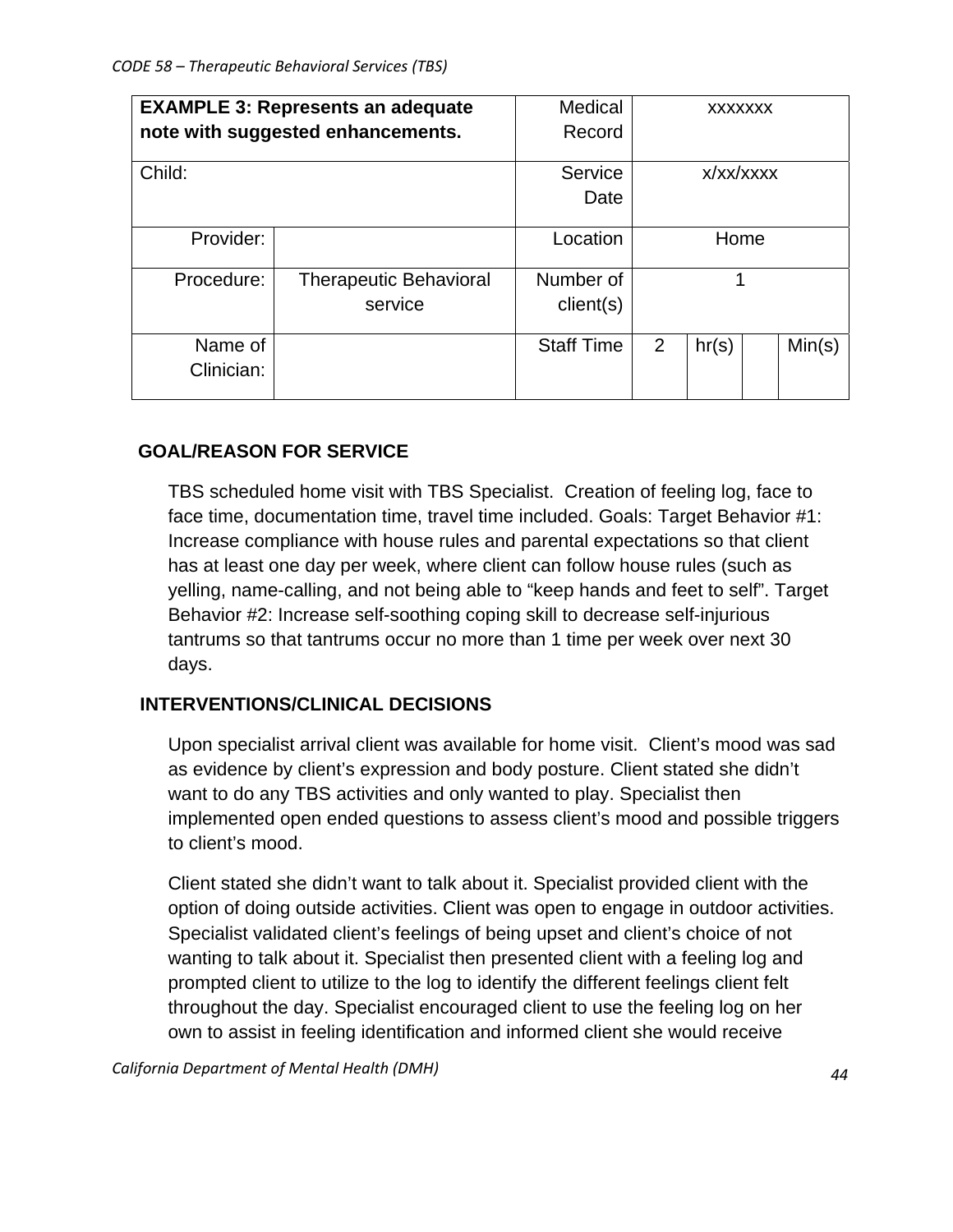| **EXAMPLE 3: Represents an adequate note with suggested enhancements.** | | Medical Record | xxxxxxx | | | |
|---|---|---|---|---|---|---|
| Child: | | Service Date | x/xx/xxxx | | | |
| Provider: | | Location | Home | | | |
| Procedure: | Therapeutic Behavioral service | Number of client(s) | 1 | | | |
| Name of Clinician: | | Staff Time | 2 | hr(s) | | Min(s) |

**GOAL/REASON FOR SERVICE**

TBS scheduled home visit with TBS Specialist. Creation of feeling log, face to face time, documentation time, travel time included. Goals: Target Behavior #1: Increase compliance with house rules and parental expectations so that client has at least one day per week, where client can follow house rules (such as yelling, name-calling, and not being able to "keep hands and feet to self". Target Behavior #2: Increase self-soothing coping skill to decrease self-injurious tantrums so that tantrums occur no more than 1 time per week over next 30 days.

**INTERVENTIONS/CLINICAL DECISIONS**

Upon specialist arrival client was available for home visit. Client's mood was sad as evidence by client's expression and body posture. Client stated she didn't want to do any TBS activities and only wanted to play. Specialist then implemented open ended questions to assess client's mood and possible triggers to client's mood.

Client stated she didn't want to talk about it. Specialist provided client with the option of doing outside activities. Client was open to engage in outdoor activities. Specialist validated client's feelings of being upset and client's choice of not wanting to talk about it. Specialist then presented client with a feeling log and prompted client to utilize to the log to identify the different feelings client felt throughout the day. Specialist encouraged client to use the feeling log on her own to assist in feeling identification and informed client she would receive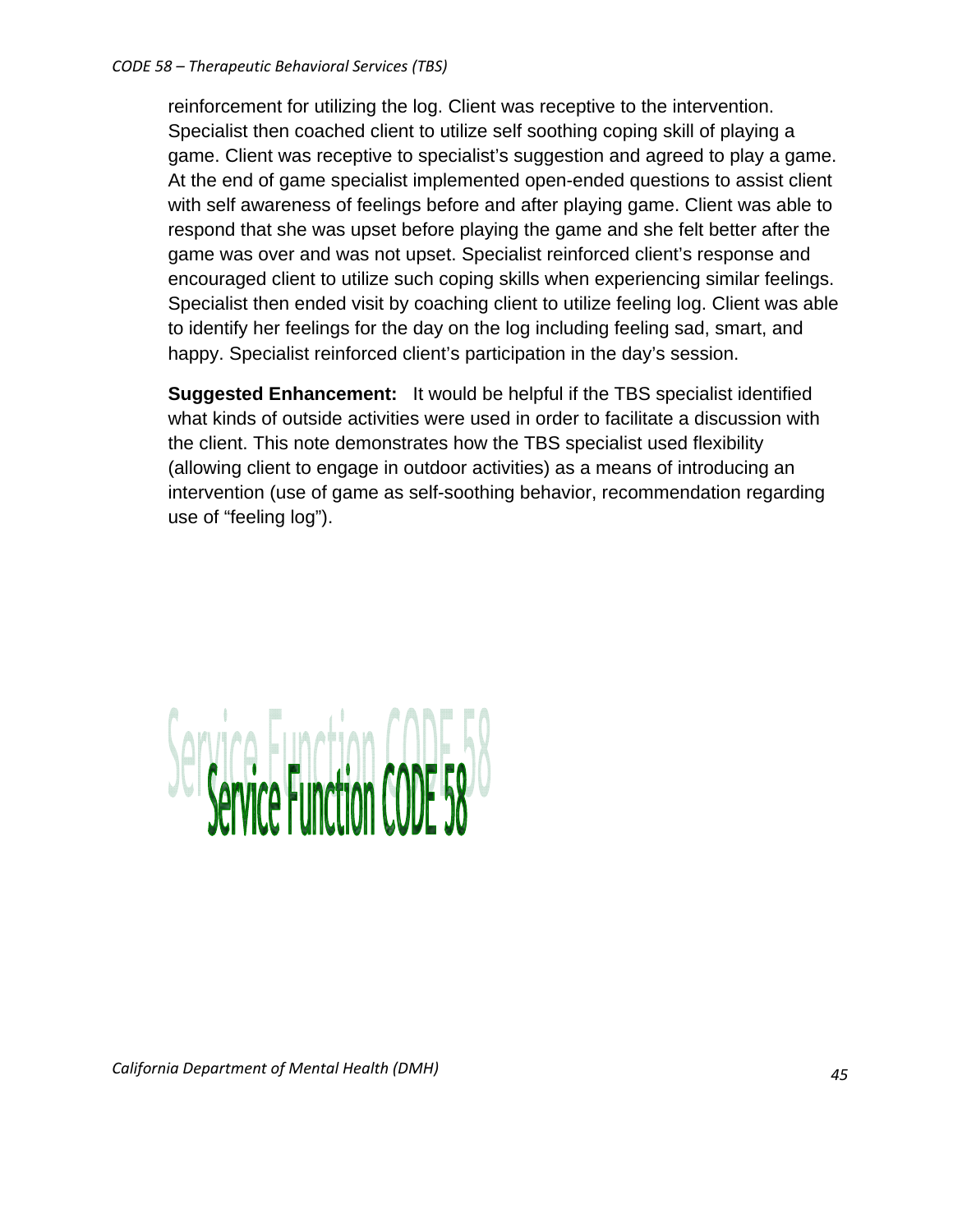reinforcement for utilizing the log. Client was receptive to the intervention. Specialist then coached client to utilize self soothing coping skill of playing a game. Client was receptive to specialist's suggestion and agreed to play a game. At the end of game specialist implemented open-ended questions to assist client with self awareness of feelings before and after playing game. Client was able to respond that she was upset before playing the game and she felt better after the game was over and was not upset. Specialist reinforced client's response and encouraged client to utilize such coping skills when experiencing similar feelings. Specialist then ended visit by coaching client to utilize feeling log. Client was able to identify her feelings for the day on the log including feeling sad, smart, and happy. Specialist reinforced client's participation in the day's session.

**Suggested Enhancement:** It would be helpful if the TBS specialist identified what kinds of outside activities were used in order to facilitate a discussion with the client. This note demonstrates how the TBS specialist used flexibility (allowing client to engage in outdoor activities) as a means of introducing an intervention (use of game as self-soothing behavior, recommendation regarding use of "feeling log").

# Service Function CODE 58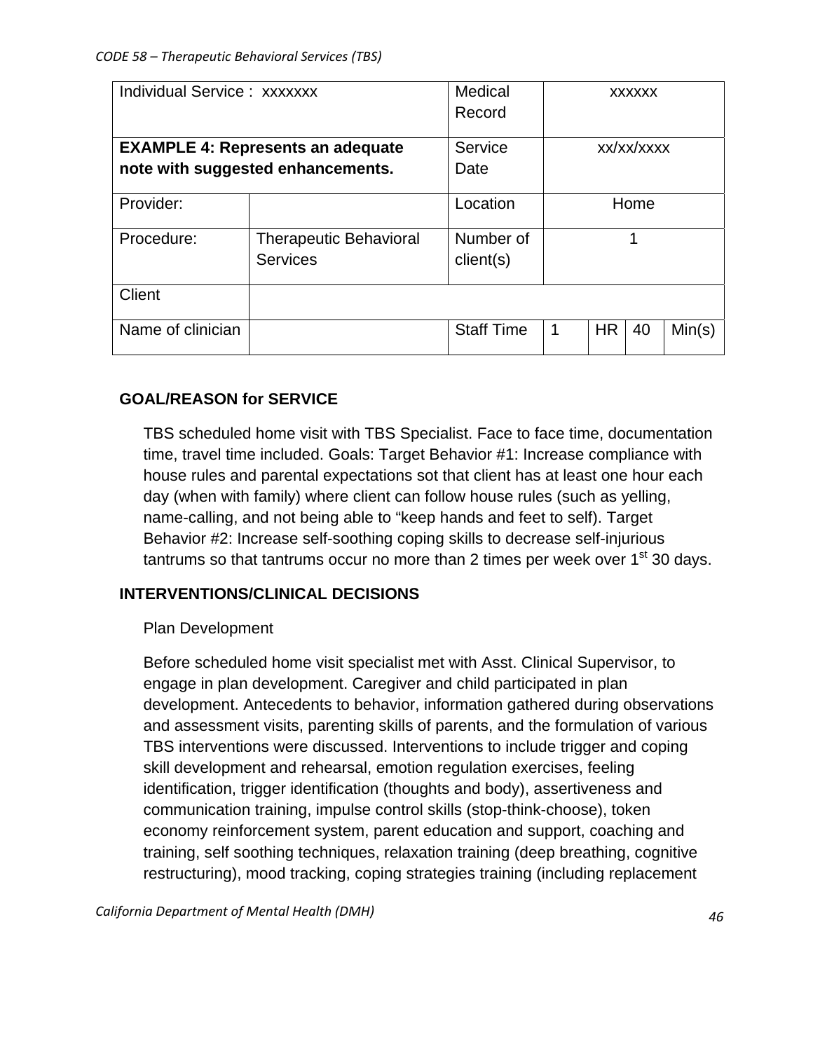| Individual Service : xxxxxxx | | Medical Record | xxxxxx | | | |
|---|---|---|---|---|---|---|
| **EXAMPLE 4: Represents an adequate note with suggested enhancements.** | | Service Date | xx/xx/xxxx | | | |
| Provider: | | Location | Home | | | |
| Procedure: | Therapeutic Behavioral Services | Number of client(s) | 1 | | | |
| Client | | | | | | |
| Name of clinician | | Staff Time | 1 | HR | 40 | Min(s) |

**GOAL/REASON for SERVICE**

TBS scheduled home visit with TBS Specialist. Face to face time, documentation time, travel time included. Goals: Target Behavior #1: Increase compliance with house rules and parental expectations sot that client has at least one hour each day (when with family) where client can follow house rules (such as yelling, name-calling, and not being able to "keep hands and feet to self). Target Behavior #2: Increase self-soothing coping skills to decrease self-injurious tantrums so that tantrums occur no more than 2 times per week over 1st 30 days.

**INTERVENTIONS/CLINICAL DECISIONS**

Plan Development

Before scheduled home visit specialist met with Asst. Clinical Supervisor, to engage in plan development. Caregiver and child participated in plan development. Antecedents to behavior, information gathered during observations and assessment visits, parenting skills of parents, and the formulation of various TBS interventions were discussed. Interventions to include trigger and coping skill development and rehearsal, emotion regulation exercises, feeling identification, trigger identification (thoughts and body), assertiveness and communication training, impulse control skills (stop-think-choose), token economy reinforcement system, parent education and support, coaching and training, self soothing techniques, relaxation training (deep breathing, cognitive restructuring), mood tracking, coping strategies training (including replacement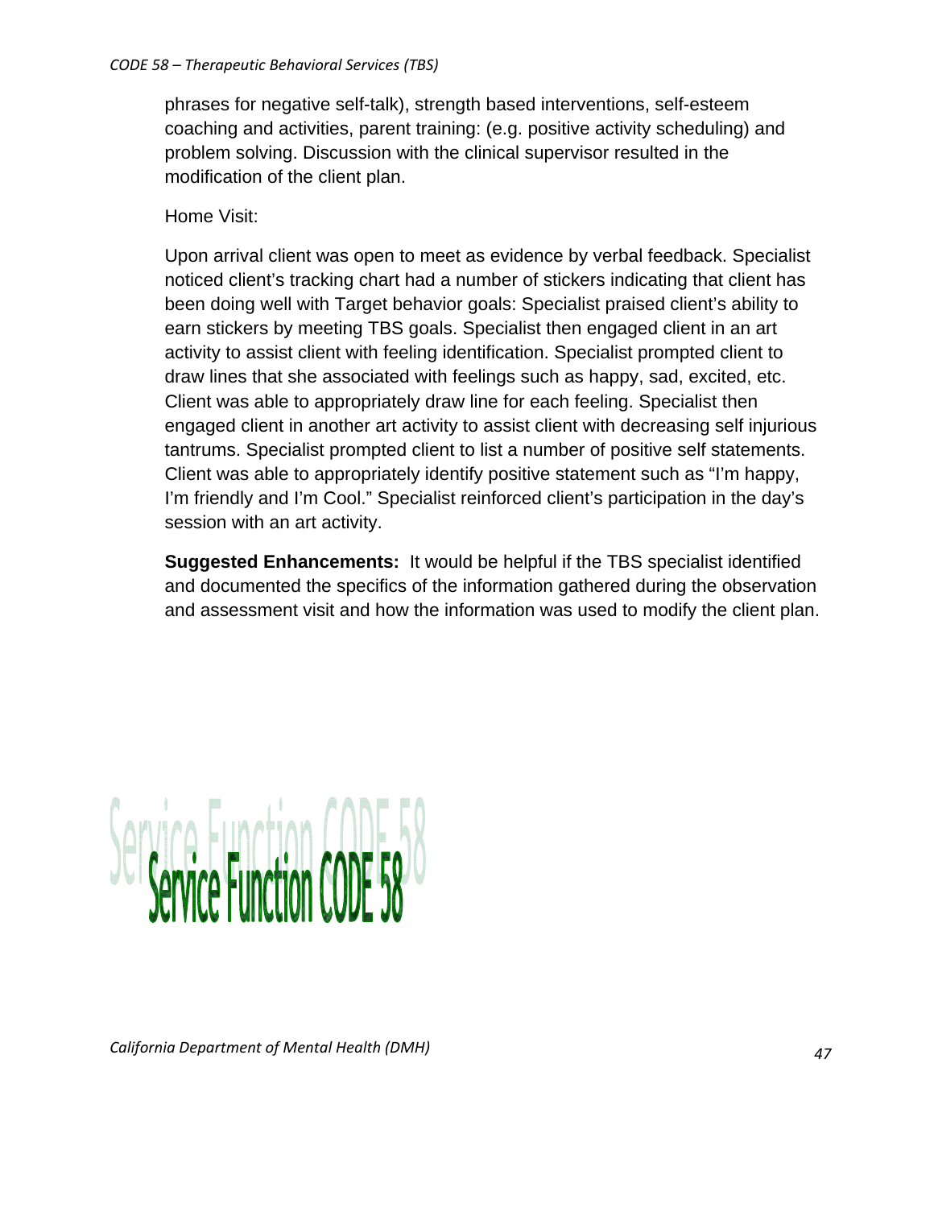phrases for negative self-talk), strength based interventions, self-esteem coaching and activities, parent training: (e.g. positive activity scheduling) and problem solving. Discussion with the clinical supervisor resulted in the modification of the client plan.

Home Visit:

Upon arrival client was open to meet as evidence by verbal feedback. Specialist noticed client's tracking chart had a number of stickers indicating that client has been doing well with Target behavior goals: Specialist praised client's ability to earn stickers by meeting TBS goals. Specialist then engaged client in an art activity to assist client with feeling identification. Specialist prompted client to draw lines that she associated with feelings such as happy, sad, excited, etc. Client was able to appropriately draw line for each feeling. Specialist then engaged client in another art activity to assist client with decreasing self injurious tantrums. Specialist prompted client to list a number of positive self statements. Client was able to appropriately identify positive statement such as "I'm happy, I'm friendly and I'm Cool." Specialist reinforced client's participation in the day's session with an art activity.

**Suggested Enhancements:** It would be helpful if the TBS specialist identified and documented the specifics of the information gathered during the observation and assessment visit and how the information was used to modify the client plan.

# Service Function CODE 58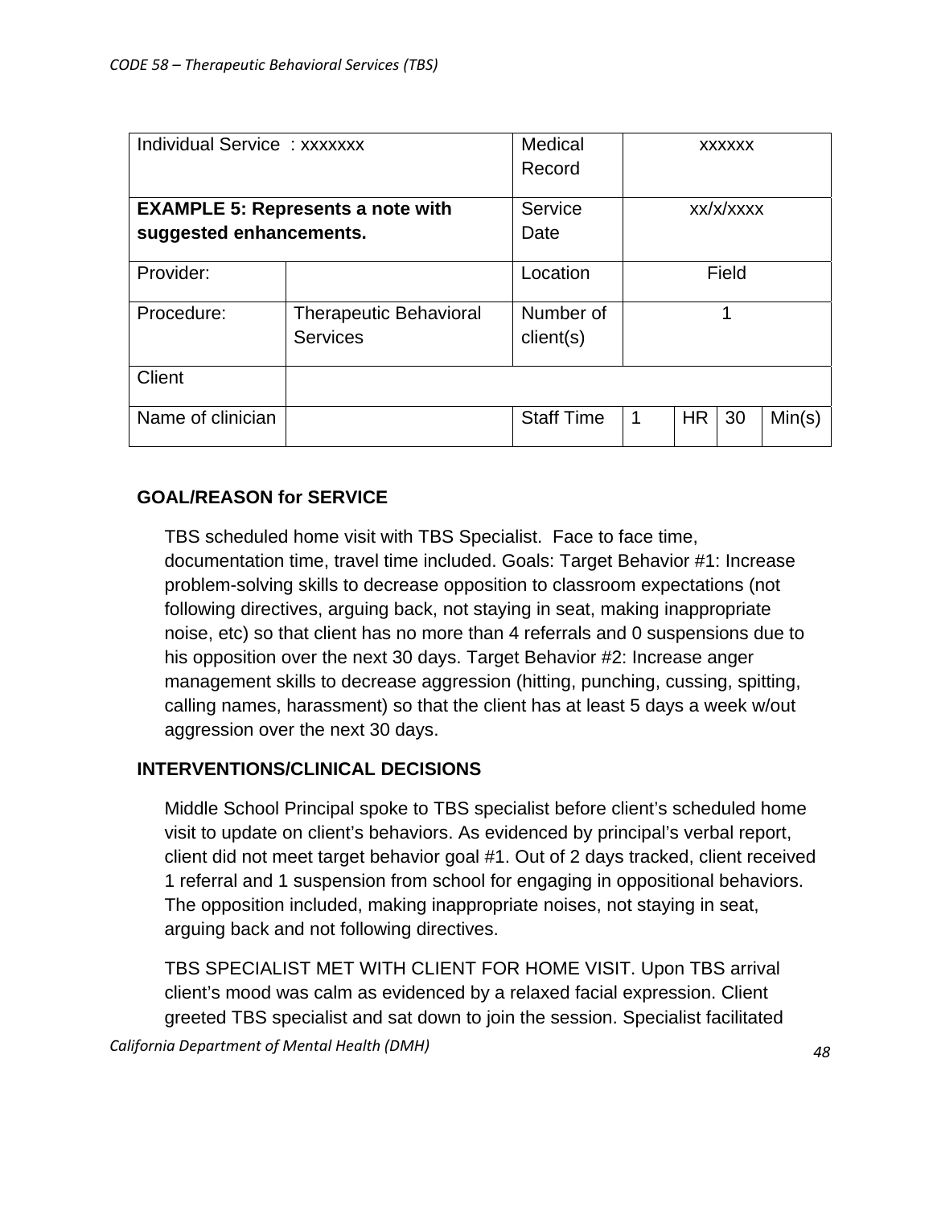| Individual Service : xxxxxxx | | Medical Record | xxxxxx | | | |
|---|---|---|---|---|---|---|
| **EXAMPLE 5: Represents a note with suggested enhancements.** | | Service Date | xx/x/xxxx | | | |
| Provider: | | Location | Field | | | |
| Procedure: | Therapeutic Behavioral Services | Number of client(s) | 1 | | | |
| Client | | | | | | |
| Name of clinician | | Staff Time | 1 | HR | 30 | Min(s) |

**GOAL/REASON for SERVICE**

TBS scheduled home visit with TBS Specialist. Face to face time, documentation time, travel time included. Goals: Target Behavior #1: Increase problem-solving skills to decrease opposition to classroom expectations (not following directives, arguing back, not staying in seat, making inappropriate noise, etc) so that client has no more than 4 referrals and 0 suspensions due to his opposition over the next 30 days. Target Behavior #2: Increase anger management skills to decrease aggression (hitting, punching, cussing, spitting, calling names, harassment) so that the client has at least 5 days a week w/out aggression over the next 30 days.

**INTERVENTIONS/CLINICAL DECISIONS**

Middle School Principal spoke to TBS specialist before client's scheduled home visit to update on client's behaviors. As evidenced by principal's verbal report, client did not meet target behavior goal #1. Out of 2 days tracked, client received 1 referral and 1 suspension from school for engaging in oppositional behaviors. The opposition included, making inappropriate noises, not staying in seat, arguing back and not following directives.

TBS SPECIALIST MET WITH CLIENT FOR HOME VISIT. Upon TBS arrival client's mood was calm as evidenced by a relaxed facial expression. Client greeted TBS specialist and sat down to join the session. Specialist facilitated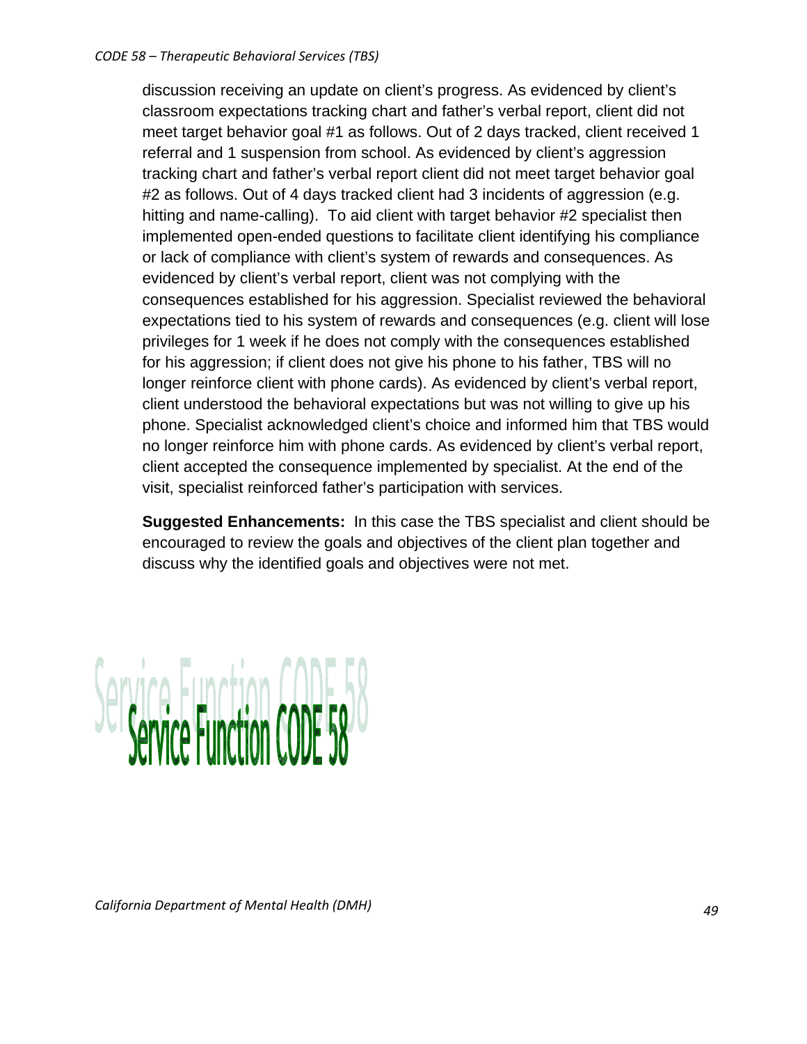discussion receiving an update on client's progress. As evidenced by client's classroom expectations tracking chart and father's verbal report, client did not meet target behavior goal #1 as follows. Out of 2 days tracked, client received 1 referral and 1 suspension from school. As evidenced by client's aggression tracking chart and father's verbal report client did not meet target behavior goal #2 as follows. Out of 4 days tracked client had 3 incidents of aggression (e.g. hitting and name-calling). To aid client with target behavior #2 specialist then implemented open-ended questions to facilitate client identifying his compliance or lack of compliance with client's system of rewards and consequences. As evidenced by client's verbal report, client was not complying with the consequences established for his aggression. Specialist reviewed the behavioral expectations tied to his system of rewards and consequences (e.g. client will lose privileges for 1 week if he does not comply with the consequences established for his aggression; if client does not give his phone to his father, TBS will no longer reinforce client with phone cards). As evidenced by client's verbal report, client understood the behavioral expectations but was not willing to give up his phone. Specialist acknowledged client's choice and informed him that TBS would no longer reinforce him with phone cards. As evidenced by client's verbal report, client accepted the consequence implemented by specialist. At the end of the visit, specialist reinforced father's participation with services.

**Suggested Enhancements:** In this case the TBS specialist and client should be encouraged to review the goals and objectives of the client plan together and discuss why the identified goals and objectives were not met.

# Service Function CODE 58